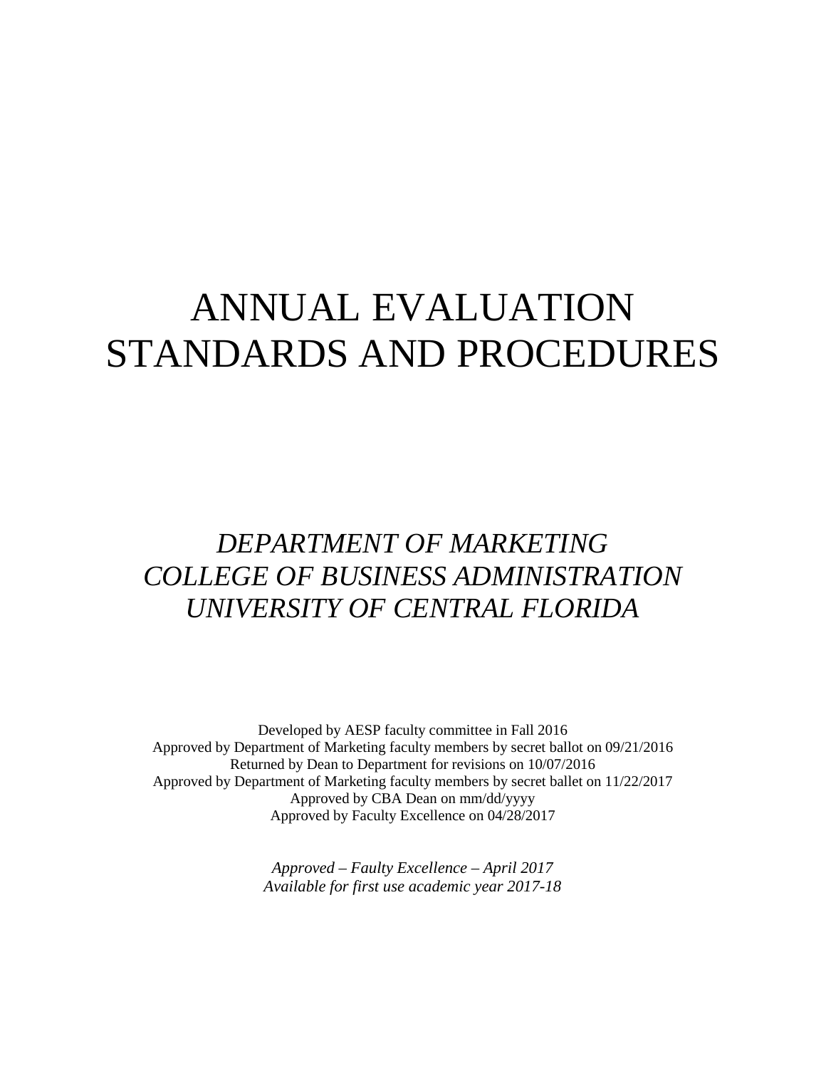# ANNUAL EVALUATION STANDARDS AND PROCEDURES

## *DEPARTMENT OF MARKETING*
## *COLLEGE OF BUSINESS ADMINISTRATION*
## *UNIVERSITY OF CENTRAL FLORIDA*

Developed by AESP faculty committee in Fall 2016
Approved by Department of Marketing faculty members by secret ballot on 09/21/2016
Returned by Dean to Department for revisions on 10/07/2016
Approved by Department of Marketing faculty members by secret ballet on 11/22/2017
Approved by CBA Dean on mm/dd/yyyy
Approved by Faculty Excellence on 04/28/2017

*Approved – Faulty Excellence – April 2017*
*Available for first use academic year 2017-18*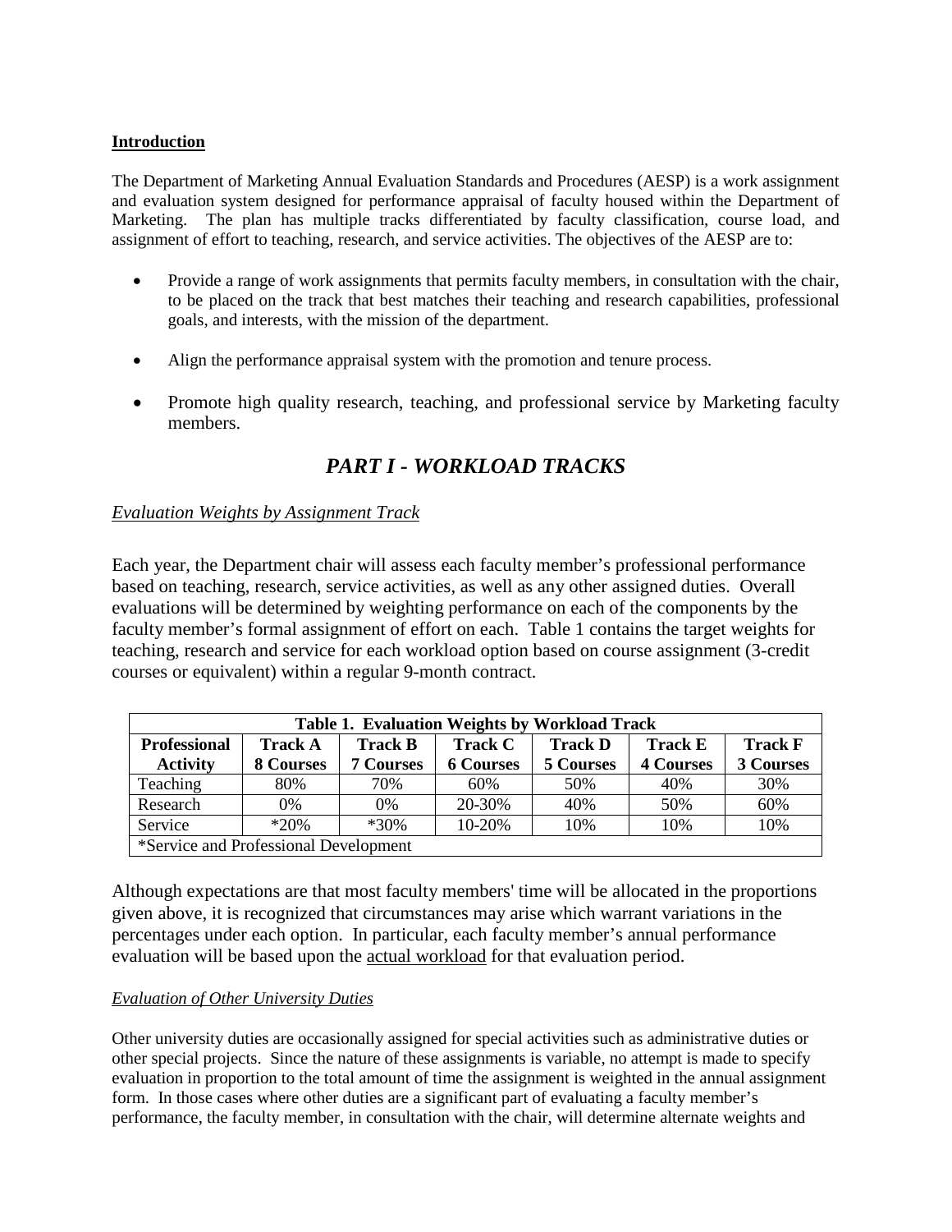**Introduction**

The Department of Marketing Annual Evaluation Standards and Procedures (AESP) is a work assignment and evaluation system designed for performance appraisal of faculty housed within the Department of Marketing. The plan has multiple tracks differentiated by faculty classification, course load, and assignment of effort to teaching, research, and service activities. The objectives of the AESP are to:

- Provide a range of work assignments that permits faculty members, in consultation with the chair, to be placed on the track that best matches their teaching and research capabilities, professional goals, and interests, with the mission of the department.
- Align the performance appraisal system with the promotion and tenure process.
- Promote high quality research, teaching, and professional service by Marketing faculty members.

# *PART I - WORKLOAD TRACKS*

*Evaluation Weights by Assignment Track*

Each year, the Department chair will assess each faculty member's professional performance based on teaching, research, service activities, as well as any other assigned duties. Overall evaluations will be determined by weighting performance on each of the components by the faculty member's formal assignment of effort on each. Table 1 contains the target weights for teaching, research and service for each workload option based on course assignment (3-credit courses or equivalent) within a regular 9-month contract.

**Table 1. Evaluation Weights by Workload Track**

| Professional Activity | Track A 8 Courses | Track B 7 Courses | Track C 6 Courses | Track D 5 Courses | Track E 4 Courses | Track F 3 Courses |
|---|---|---|---|---|---|---|
| Teaching | 80% | 70% | 60% | 50% | 40% | 30% |
| Research | 0% | 0% | 20-30% | 40% | 50% | 60% |
| Service | *20% | *30% | 10-20% | 10% | 10% | 10% |
| *Service and Professional Development | | | | | | |

Although expectations are that most faculty members' time will be allocated in the proportions given above, it is recognized that circumstances may arise which warrant variations in the percentages under each option. In particular, each faculty member's annual performance evaluation will be based upon the actual workload for that evaluation period.

*Evaluation of Other University Duties*

Other university duties are occasionally assigned for special activities such as administrative duties or other special projects. Since the nature of these assignments is variable, no attempt is made to specify evaluation in proportion to the total amount of time the assignment is weighted in the annual assignment form. In those cases where other duties are a significant part of evaluating a faculty member's performance, the faculty member, in consultation with the chair, will determine alternate weights and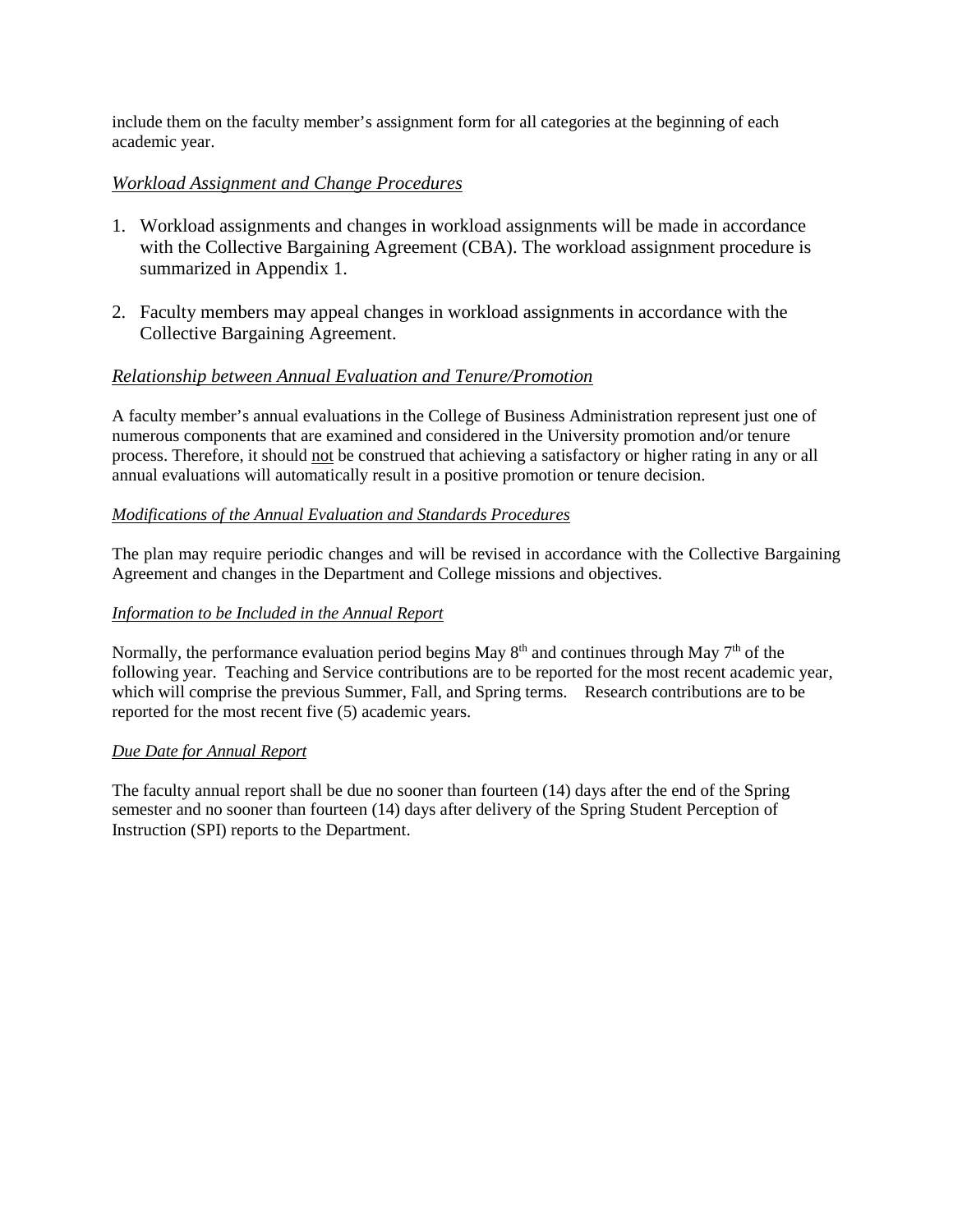include them on the faculty member's assignment form for all categories at the beginning of each academic year.

### *Workload Assignment and Change Procedures*

1. Workload assignments and changes in workload assignments will be made in accordance with the Collective Bargaining Agreement (CBA). The workload assignment procedure is summarized in Appendix 1.

2. Faculty members may appeal changes in workload assignments in accordance with the Collective Bargaining Agreement.

### *Relationship between Annual Evaluation and Tenure/Promotion*

A faculty member's annual evaluations in the College of Business Administration represent just one of numerous components that are examined and considered in the University promotion and/or tenure process. Therefore, it should not be construed that achieving a satisfactory or higher rating in any or all annual evaluations will automatically result in a positive promotion or tenure decision.

#### *Modifications of the Annual Evaluation and Standards Procedures*

The plan may require periodic changes and will be revised in accordance with the Collective Bargaining Agreement and changes in the Department and College missions and objectives.

#### *Information to be Included in the Annual Report*

Normally, the performance evaluation period begins May 8th and continues through May 7th of the following year. Teaching and Service contributions are to be reported for the most recent academic year, which will comprise the previous Summer, Fall, and Spring terms. Research contributions are to be reported for the most recent five (5) academic years.

#### *Due Date for Annual Report*

The faculty annual report shall be due no sooner than fourteen (14) days after the end of the Spring semester and no sooner than fourteen (14) days after delivery of the Spring Student Perception of Instruction (SPI) reports to the Department.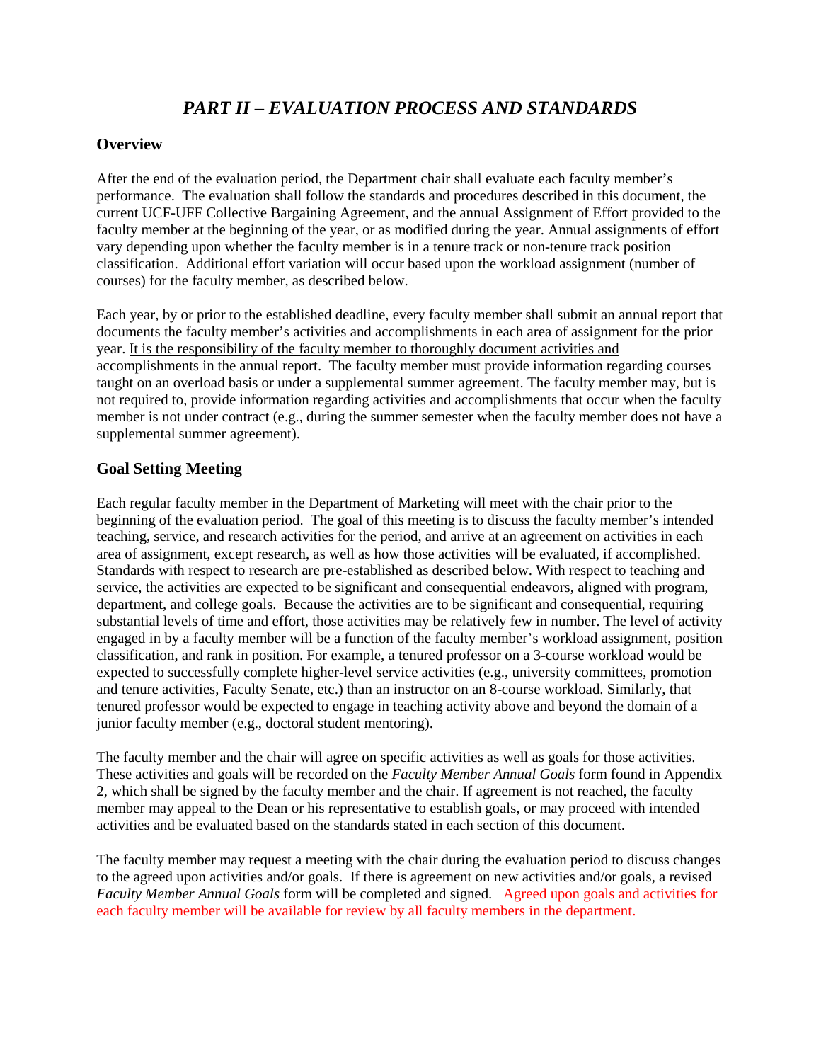# *PART II – EVALUATION PROCESS AND STANDARDS*

## Overview

After the end of the evaluation period, the Department chair shall evaluate each faculty member's performance. The evaluation shall follow the standards and procedures described in this document, the current UCF-UFF Collective Bargaining Agreement, and the annual Assignment of Effort provided to the faculty member at the beginning of the year, or as modified during the year. Annual assignments of effort vary depending upon whether the faculty member is in a tenure track or non-tenure track position classification. Additional effort variation will occur based upon the workload assignment (number of courses) for the faculty member, as described below.

Each year, by or prior to the established deadline, every faculty member shall submit an annual report that documents the faculty member's activities and accomplishments in each area of assignment for the prior year. <u>It is the responsibility of the faculty member to thoroughly document activities and accomplishments in the annual report.</u> The faculty member must provide information regarding courses taught on an overload basis or under a supplemental summer agreement. The faculty member may, but is not required to, provide information regarding activities and accomplishments that occur when the faculty member is not under contract (e.g., during the summer semester when the faculty member does not have a supplemental summer agreement).

## Goal Setting Meeting

Each regular faculty member in the Department of Marketing will meet with the chair prior to the beginning of the evaluation period. The goal of this meeting is to discuss the faculty member's intended teaching, service, and research activities for the period, and arrive at an agreement on activities in each area of assignment, except research, as well as how those activities will be evaluated, if accomplished. Standards with respect to research are pre-established as described below. With respect to teaching and service, the activities are expected to be significant and consequential endeavors, aligned with program, department, and college goals. Because the activities are to be significant and consequential, requiring substantial levels of time and effort, those activities may be relatively few in number. The level of activity engaged in by a faculty member will be a function of the faculty member's workload assignment, position classification, and rank in position. For example, a tenured professor on a 3-course workload would be expected to successfully complete higher-level service activities (e.g., university committees, promotion and tenure activities, Faculty Senate, etc.) than an instructor on an 8-course workload. Similarly, that tenured professor would be expected to engage in teaching activity above and beyond the domain of a junior faculty member (e.g., doctoral student mentoring).

The faculty member and the chair will agree on specific activities as well as goals for those activities. These activities and goals will be recorded on the *Faculty Member Annual Goals* form found in Appendix 2, which shall be signed by the faculty member and the chair. If agreement is not reached, the faculty member may appeal to the Dean or his representative to establish goals, or may proceed with intended activities and be evaluated based on the standards stated in each section of this document.

The faculty member may request a meeting with the chair during the evaluation period to discuss changes to the agreed upon activities and/or goals. If there is agreement on new activities and/or goals, a revised *Faculty Member Annual Goals* form will be completed and signed. Agreed upon goals and activities for each faculty member will be available for review by all faculty members in the department.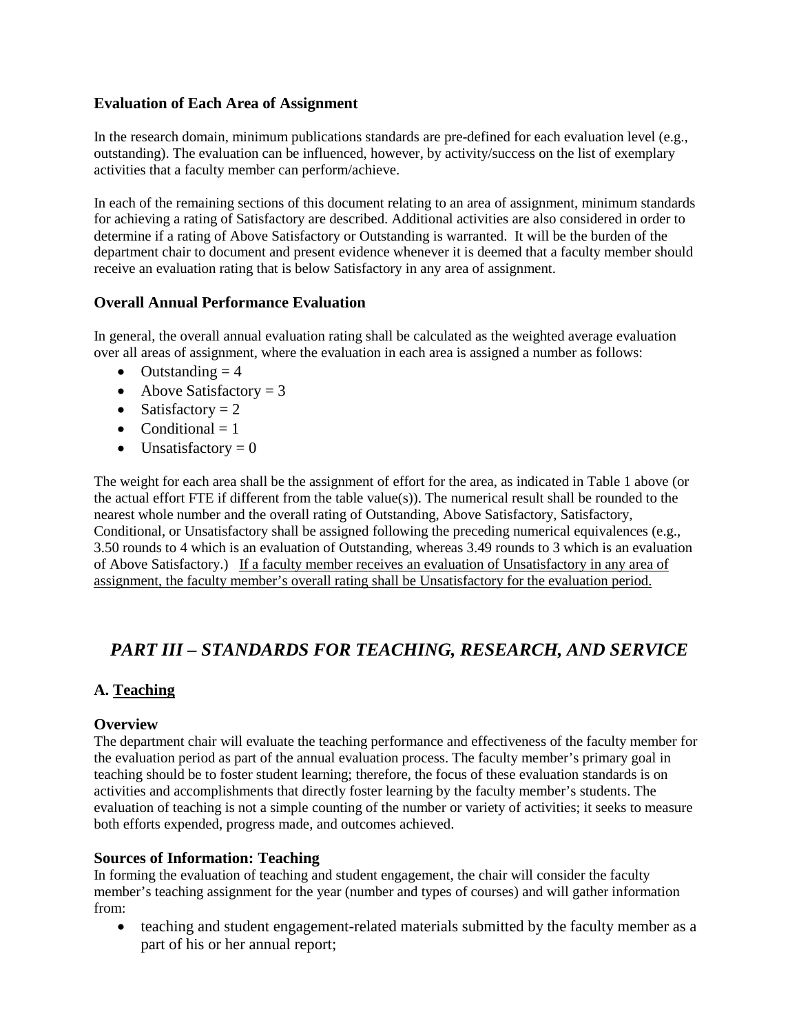### Evaluation of Each Area of Assignment

In the research domain, minimum publications standards are pre-defined for each evaluation level (e.g., outstanding). The evaluation can be influenced, however, by activity/success on the list of exemplary activities that a faculty member can perform/achieve.

In each of the remaining sections of this document relating to an area of assignment, minimum standards for achieving a rating of Satisfactory are described. Additional activities are also considered in order to determine if a rating of Above Satisfactory or Outstanding is warranted. It will be the burden of the department chair to document and present evidence whenever it is deemed that a faculty member should receive an evaluation rating that is below Satisfactory in any area of assignment.

### Overall Annual Performance Evaluation

In general, the overall annual evaluation rating shall be calculated as the weighted average evaluation over all areas of assignment, where the evaluation in each area is assigned a number as follows:

- Outstanding = 4
- Above Satisfactory = 3
- Satisfactory = 2
- Conditional = 1
- Unsatisfactory = 0

The weight for each area shall be the assignment of effort for the area, as indicated in Table 1 above (or the actual effort FTE if different from the table value(s)). The numerical result shall be rounded to the nearest whole number and the overall rating of Outstanding, Above Satisfactory, Satisfactory, Conditional, or Unsatisfactory shall be assigned following the preceding numerical equivalences (e.g., 3.50 rounds to 4 which is an evaluation of Outstanding, whereas 3.49 rounds to 3 which is an evaluation of Above Satisfactory.) <u>If a faculty member receives an evaluation of Unsatisfactory in any area of assignment, the faculty member's overall rating shall be Unsatisfactory for the evaluation period.</u>

## *PART III – STANDARDS FOR TEACHING, RESEARCH, AND SERVICE*

### A. <u>Teaching</u>

#### Overview

The department chair will evaluate the teaching performance and effectiveness of the faculty member for the evaluation period as part of the annual evaluation process. The faculty member's primary goal in teaching should be to foster student learning; therefore, the focus of these evaluation standards is on activities and accomplishments that directly foster learning by the faculty member's students. The evaluation of teaching is not a simple counting of the number or variety of activities; it seeks to measure both efforts expended, progress made, and outcomes achieved.

#### Sources of Information: Teaching

In forming the evaluation of teaching and student engagement, the chair will consider the faculty member's teaching assignment for the year (number and types of courses) and will gather information from:

- teaching and student engagement-related materials submitted by the faculty member as a part of his or her annual report;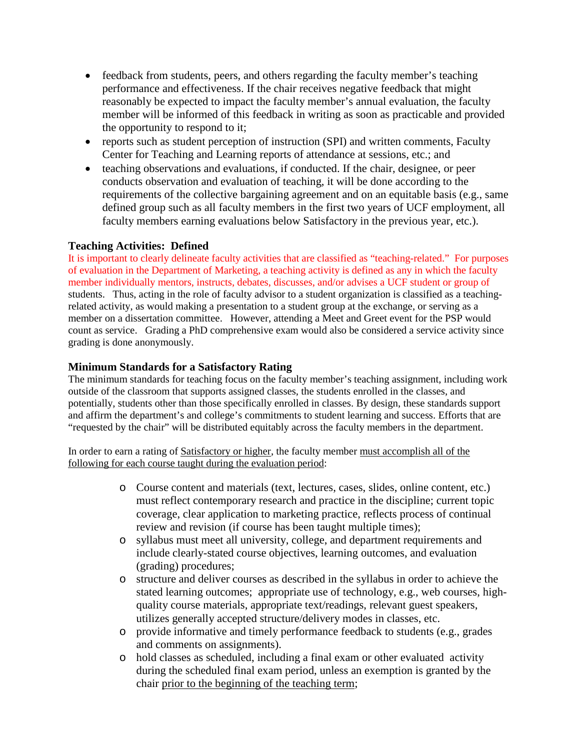- feedback from students, peers, and others regarding the faculty member's teaching performance and effectiveness. If the chair receives negative feedback that might reasonably be expected to impact the faculty member's annual evaluation, the faculty member will be informed of this feedback in writing as soon as practicable and provided the opportunity to respond to it;
- reports such as student perception of instruction (SPI) and written comments, Faculty Center for Teaching and Learning reports of attendance at sessions, etc.; and
- teaching observations and evaluations, if conducted. If the chair, designee, or peer conducts observation and evaluation of teaching, it will be done according to the requirements of the collective bargaining agreement and on an equitable basis (e.g., same defined group such as all faculty members in the first two years of UCF employment, all faculty members earning evaluations below Satisfactory in the previous year, etc.).

### Teaching Activities: Defined

It is important to clearly delineate faculty activities that are classified as "teaching-related." For purposes of evaluation in the Department of Marketing, a teaching activity is defined as any in which the faculty member individually mentors, instructs, debates, discusses, and/or advises a UCF student or group of students. Thus, acting in the role of faculty advisor to a student organization is classified as a teaching-related activity, as would making a presentation to a student group at the exchange, or serving as a member on a dissertation committee. However, attending a Meet and Greet event for the PSP would count as service. Grading a PhD comprehensive exam would also be considered a service activity since grading is done anonymously.

### Minimum Standards for a Satisfactory Rating

The minimum standards for teaching focus on the faculty member's teaching assignment, including work outside of the classroom that supports assigned classes, the students enrolled in the classes, and potentially, students other than those specifically enrolled in classes. By design, these standards support and affirm the department's and college's commitments to student learning and success. Efforts that are "requested by the chair" will be distributed equitably across the faculty members in the department.

In order to earn a rating of Satisfactory or higher, the faculty member must accomplish all of the following for each course taught during the evaluation period:

- Course content and materials (text, lectures, cases, slides, online content, etc.) must reflect contemporary research and practice in the discipline; current topic coverage, clear application to marketing practice, reflects process of continual review and revision (if course has been taught multiple times);
- syllabus must meet all university, college, and department requirements and include clearly-stated course objectives, learning outcomes, and evaluation (grading) procedures;
- structure and deliver courses as described in the syllabus in order to achieve the stated learning outcomes; appropriate use of technology, e.g., web courses, high-quality course materials, appropriate text/readings, relevant guest speakers, utilizes generally accepted structure/delivery modes in classes, etc.
- provide informative and timely performance feedback to students (e.g., grades and comments on assignments).
- hold classes as scheduled, including a final exam or other evaluated activity during the scheduled final exam period, unless an exemption is granted by the chair prior to the beginning of the teaching term;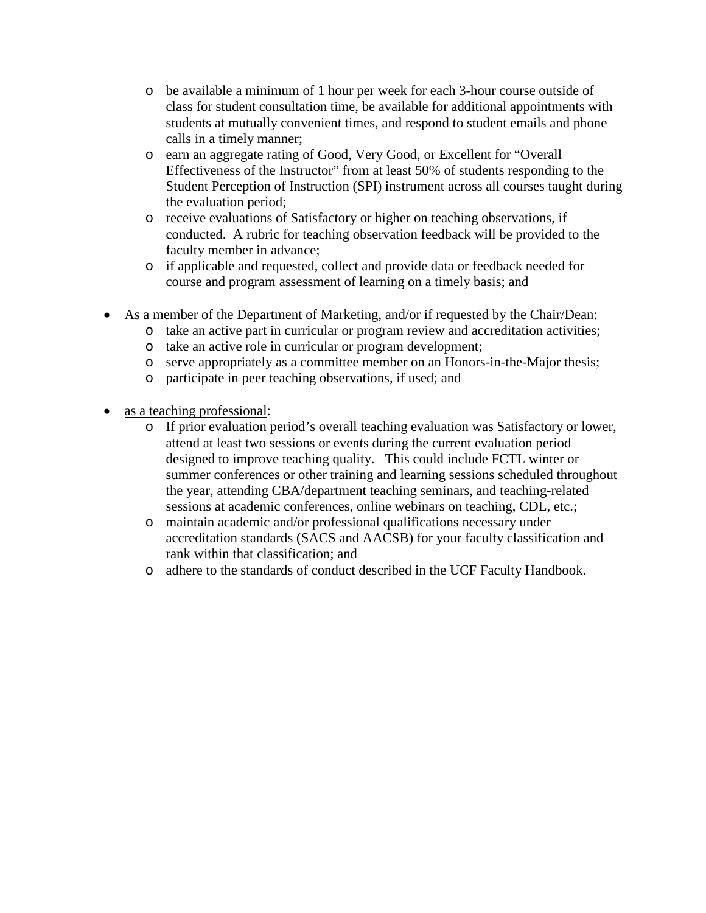- be available a minimum of 1 hour per week for each 3-hour course outside of class for student consultation time, be available for additional appointments with students at mutually convenient times, and respond to student emails and phone calls in a timely manner;
  - earn an aggregate rating of Good, Very Good, or Excellent for "Overall Effectiveness of the Instructor" from at least 50% of students responding to the Student Perception of Instruction (SPI) instrument across all courses taught during the evaluation period;
  - receive evaluations of Satisfactory or higher on teaching observations, if conducted. A rubric for teaching observation feedback will be provided to the faculty member in advance;
  - if applicable and requested, collect and provide data or feedback needed for course and program assessment of learning on a timely basis; and

- <u>As a member of the Department of Marketing, and/or if requested by the Chair/Dean</u>:
  - take an active part in curricular or program review and accreditation activities;
  - take an active role in curricular or program development;
  - serve appropriately as a committee member on an Honors-in-the-Major thesis;
  - participate in peer teaching observations, if used; and

- <u>as a teaching professional</u>:
  - If prior evaluation period's overall teaching evaluation was Satisfactory or lower, attend at least two sessions or events during the current evaluation period designed to improve teaching quality. This could include FCTL winter or summer conferences or other training and learning sessions scheduled throughout the year, attending CBA/department teaching seminars, and teaching-related sessions at academic conferences, online webinars on teaching, CDL, etc.;
  - maintain academic and/or professional qualifications necessary under accreditation standards (SACS and AACSB) for your faculty classification and rank within that classification; and
  - adhere to the standards of conduct described in the UCF Faculty Handbook.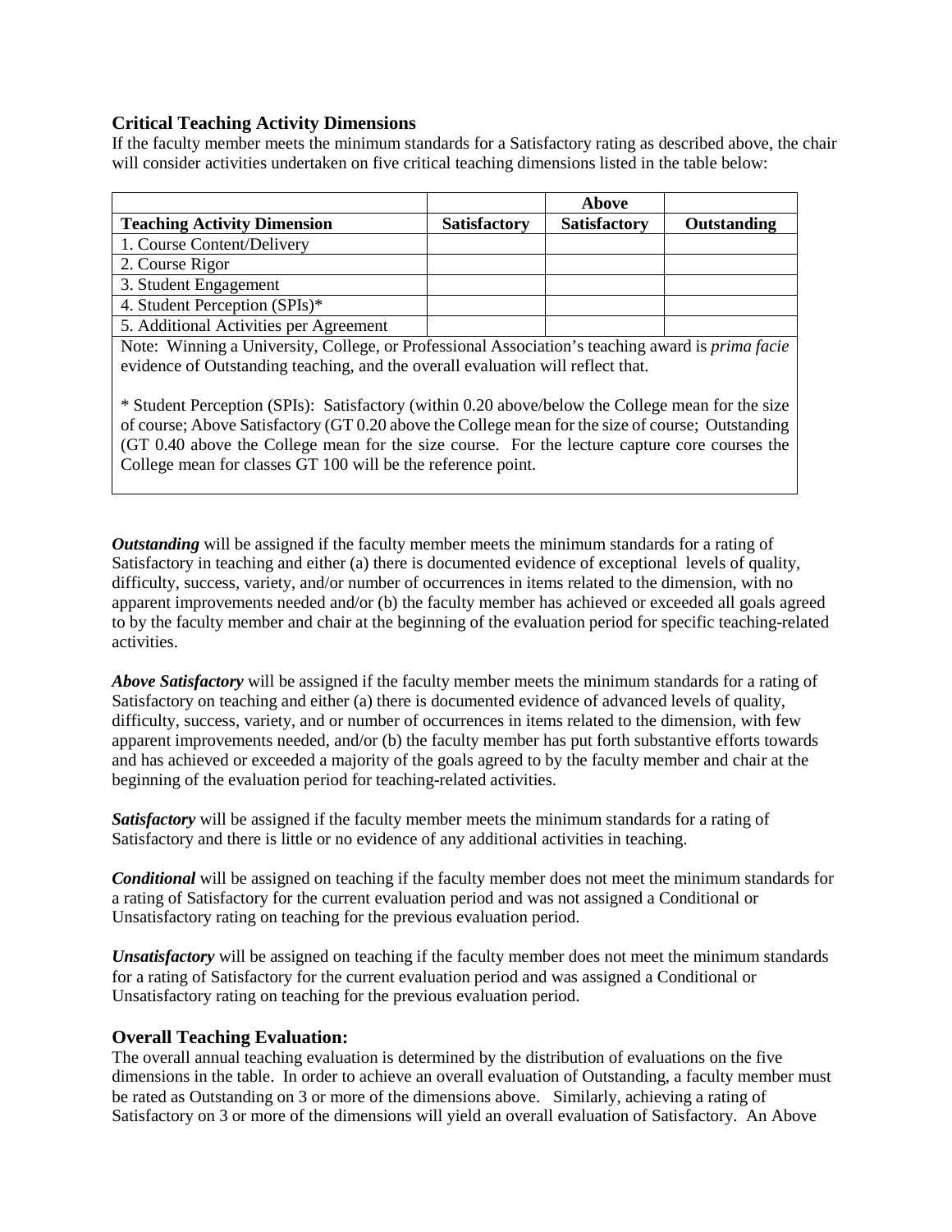### Critical Teaching Activity Dimensions

If the faculty member meets the minimum standards for a Satisfactory rating as described above, the chair will consider activities undertaken on five critical teaching dimensions listed in the table below:

| Teaching Activity Dimension | Satisfactory | Above Satisfactory | Outstanding |
|---|---|---|---|
| 1. Course Content/Delivery | | | |
| 2. Course Rigor | | | |
| 3. Student Engagement | | | |
| 4. Student Perception (SPIs)* | | | |
| 5. Additional Activities per Agreement | | | |

Note: Winning a University, College, or Professional Association's teaching award is *prima facie* evidence of Outstanding teaching, and the overall evaluation will reflect that.

* Student Perception (SPIs): Satisfactory (within 0.20 above/below the College mean for the size of course; Above Satisfactory (GT 0.20 above the College mean for the size of course; Outstanding (GT 0.40 above the College mean for the size course. For the lecture capture core courses the College mean for classes GT 100 will be the reference point.

***Outstanding*** will be assigned if the faculty member meets the minimum standards for a rating of Satisfactory in teaching and either (a) there is documented evidence of exceptional levels of quality, difficulty, success, variety, and/or number of occurrences in items related to the dimension, with no apparent improvements needed and/or (b) the faculty member has achieved or exceeded all goals agreed to by the faculty member and chair at the beginning of the evaluation period for specific teaching-related activities.

***Above Satisfactory*** will be assigned if the faculty member meets the minimum standards for a rating of Satisfactory on teaching and either (a) there is documented evidence of advanced levels of quality, difficulty, success, variety, and or number of occurrences in items related to the dimension, with few apparent improvements needed, and/or (b) the faculty member has put forth substantive efforts towards and has achieved or exceeded a majority of the goals agreed to by the faculty member and chair at the beginning of the evaluation period for teaching-related activities.

***Satisfactory*** will be assigned if the faculty member meets the minimum standards for a rating of Satisfactory and there is little or no evidence of any additional activities in teaching.

***Conditional*** will be assigned on teaching if the faculty member does not meet the minimum standards for a rating of Satisfactory for the current evaluation period and was not assigned a Conditional or Unsatisfactory rating on teaching for the previous evaluation period.

***Unsatisfactory*** will be assigned on teaching if the faculty member does not meet the minimum standards for a rating of Satisfactory for the current evaluation period and was assigned a Conditional or Unsatisfactory rating on teaching for the previous evaluation period.

### Overall Teaching Evaluation:

The overall annual teaching evaluation is determined by the distribution of evaluations on the five dimensions in the table. In order to achieve an overall evaluation of Outstanding, a faculty member must be rated as Outstanding on 3 or more of the dimensions above. Similarly, achieving a rating of Satisfactory on 3 or more of the dimensions will yield an overall evaluation of Satisfactory. An Above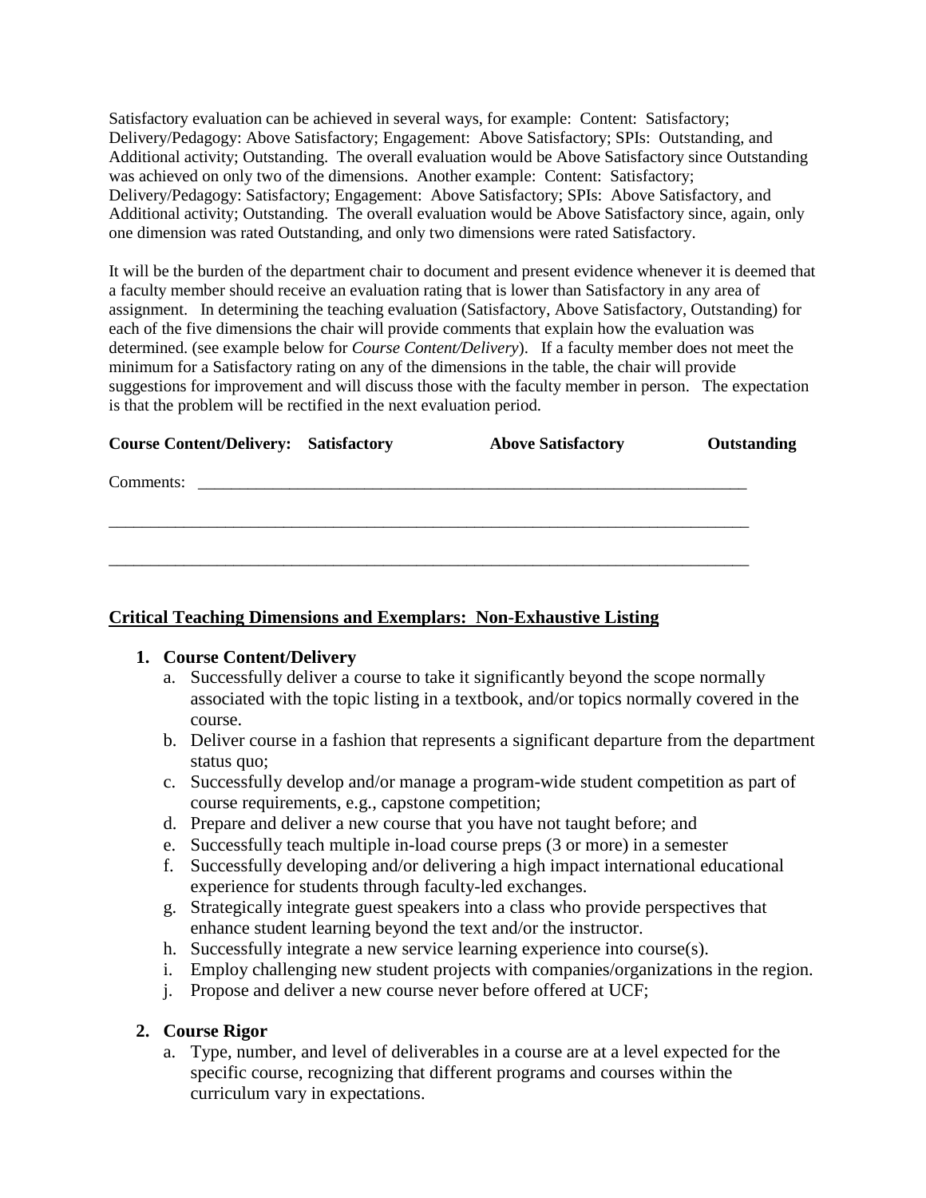Satisfactory evaluation can be achieved in several ways, for example: Content: Satisfactory; Delivery/Pedagogy: Above Satisfactory; Engagement: Above Satisfactory; SPIs: Outstanding, and Additional activity; Outstanding. The overall evaluation would be Above Satisfactory since Outstanding was achieved on only two of the dimensions. Another example: Content: Satisfactory; Delivery/Pedagogy: Satisfactory; Engagement: Above Satisfactory; SPIs: Above Satisfactory, and Additional activity; Outstanding. The overall evaluation would be Above Satisfactory since, again, only one dimension was rated Outstanding, and only two dimensions were rated Satisfactory.

It will be the burden of the department chair to document and present evidence whenever it is deemed that a faculty member should receive an evaluation rating that is lower than Satisfactory in any area of assignment. In determining the teaching evaluation (Satisfactory, Above Satisfactory, Outstanding) for each of the five dimensions the chair will provide comments that explain how the evaluation was determined. (see example below for *Course Content/Delivery*). If a faculty member does not meet the minimum for a Satisfactory rating on any of the dimensions in the table, the chair will provide suggestions for improvement and will discuss those with the faculty member in person. The expectation is that the problem will be rectified in the next evaluation period.

**Course Content/Delivery: Satisfactory Above Satisfactory Outstanding**

Comments: ______________________________________________________________________

________________________________________________________________________________

________________________________________________________________________________

**<u>Critical Teaching Dimensions and Exemplars: Non-Exhaustive Listing</u>**

1. **Course Content/Delivery**
   a. Successfully deliver a course to take it significantly beyond the scope normally associated with the topic listing in a textbook, and/or topics normally covered in the course.
   b. Deliver course in a fashion that represents a significant departure from the department status quo;
   c. Successfully develop and/or manage a program-wide student competition as part of course requirements, e.g., capstone competition;
   d. Prepare and deliver a new course that you have not taught before; and
   e. Successfully teach multiple in-load course preps (3 or more) in a semester
   f. Successfully developing and/or delivering a high impact international educational experience for students through faculty-led exchanges.
   g. Strategically integrate guest speakers into a class who provide perspectives that enhance student learning beyond the text and/or the instructor.
   h. Successfully integrate a new service learning experience into course(s).
   i. Employ challenging new student projects with companies/organizations in the region.
   j. Propose and deliver a new course never before offered at UCF;

2. **Course Rigor**
   a. Type, number, and level of deliverables in a course are at a level expected for the specific course, recognizing that different programs and courses within the curriculum vary in expectations.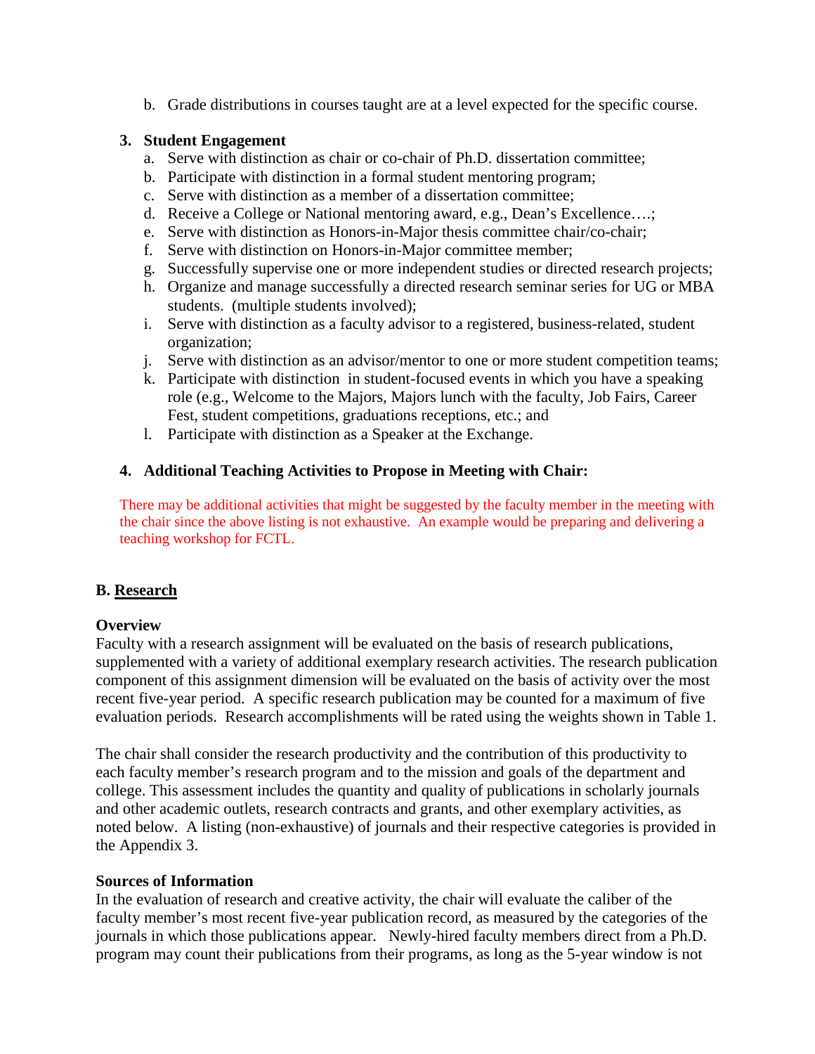b. Grade distributions in courses taught are at a level expected for the specific course.

**3. Student Engagement**

a. Serve with distinction as chair or co-chair of Ph.D. dissertation committee;
b. Participate with distinction in a formal student mentoring program;
c. Serve with distinction as a member of a dissertation committee;
d. Receive a College or National mentoring award, e.g., Dean's Excellence….;
e. Serve with distinction as Honors-in-Major thesis committee chair/co-chair;
f. Serve with distinction on Honors-in-Major committee member;
g. Successfully supervise one or more independent studies or directed research projects;
h. Organize and manage successfully a directed research seminar series for UG or MBA students. (multiple students involved);
i. Serve with distinction as a faculty advisor to a registered, business-related, student organization;
j. Serve with distinction as an advisor/mentor to one or more student competition teams;
k. Participate with distinction in student-focused events in which you have a speaking role (e.g., Welcome to the Majors, Majors lunch with the faculty, Job Fairs, Career Fest, student competitions, graduations receptions, etc.; and
l. Participate with distinction as a Speaker at the Exchange.

**4. Additional Teaching Activities to Propose in Meeting with Chair:**

There may be additional activities that might be suggested by the faculty member in the meeting with the chair since the above listing is not exhaustive. An example would be preparing and delivering a teaching workshop for FCTL.

## B. Research

**Overview**

Faculty with a research assignment will be evaluated on the basis of research publications, supplemented with a variety of additional exemplary research activities. The research publication component of this assignment dimension will be evaluated on the basis of activity over the most recent five-year period. A specific research publication may be counted for a maximum of five evaluation periods. Research accomplishments will be rated using the weights shown in Table 1.

The chair shall consider the research productivity and the contribution of this productivity to each faculty member's research program and to the mission and goals of the department and college. This assessment includes the quantity and quality of publications in scholarly journals and other academic outlets, research contracts and grants, and other exemplary activities, as noted below. A listing (non-exhaustive) of journals and their respective categories is provided in the Appendix 3.

**Sources of Information**

In the evaluation of research and creative activity, the chair will evaluate the caliber of the faculty member's most recent five-year publication record, as measured by the categories of the journals in which those publications appear. Newly-hired faculty members direct from a Ph.D. program may count their publications from their programs, as long as the 5-year window is not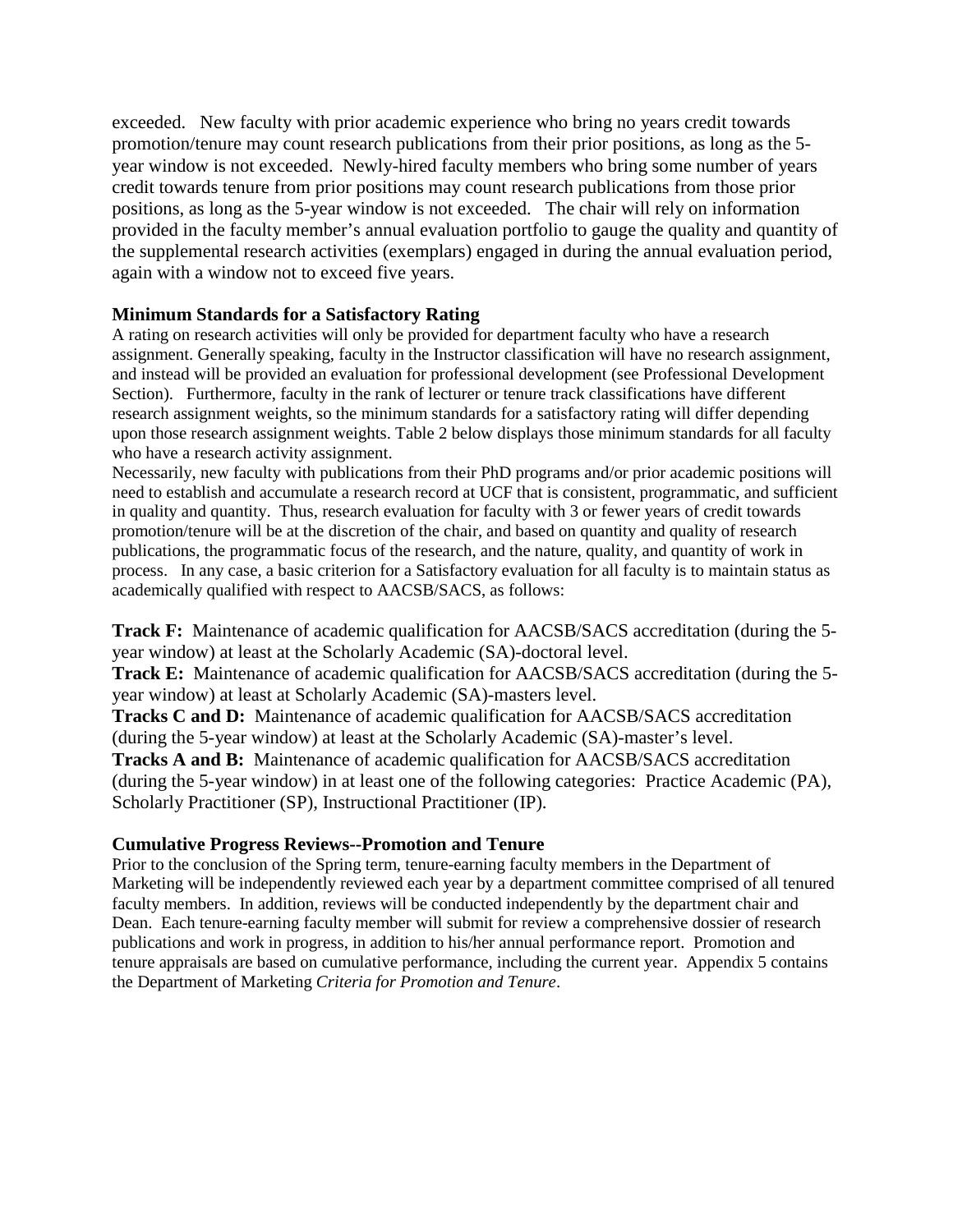exceeded. New faculty with prior academic experience who bring no years credit towards promotion/tenure may count research publications from their prior positions, as long as the 5-year window is not exceeded. Newly-hired faculty members who bring some number of years credit towards tenure from prior positions may count research publications from those positions, as long as the 5-year window is not exceeded. The chair will rely on information provided in the faculty member's annual evaluation portfolio to gauge the quality and quantity of the supplemental research activities (exemplars) engaged in during the annual evaluation period, again with a window not to exceed five years.

### Minimum Standards for a Satisfactory Rating

A rating on research activities will only be provided for department faculty who have a research assignment. Generally speaking, faculty in the Instructor classification will have no research assignment, and instead will be provided an evaluation for professional development (see Professional Development Section). Furthermore, faculty in the rank of lecturer or tenure track classifications have different research assignment weights, so the minimum standards for a satisfactory rating will differ depending upon those research assignment weights. Table 2 below displays those minimum standards for all faculty who have a research activity assignment.

Necessarily, new faculty with publications from their PhD programs and/or prior academic positions will need to establish and accumulate a research record at UCF that is consistent, programmatic, and sufficient in quality and quantity. Thus, research evaluation for faculty with 3 or fewer years of credit towards promotion/tenure will be at the discretion of the chair, and based on quantity and quality of research publications, the programmatic focus of the research, and the nature, quality, and quantity of work in process. In any case, a basic criterion for a Satisfactory evaluation for all faculty is to maintain status as academically qualified with respect to AACSB/SACS, as follows:

**Track F:** Maintenance of academic qualification for AACSB/SACS accreditation (during the 5-year window) at least at the Scholarly Academic (SA)-doctoral level.

**Track E:** Maintenance of academic qualification for AACSB/SACS accreditation (during the 5-year window) at least at Scholarly Academic (SA)-masters level.

**Tracks C and D:** Maintenance of academic qualification for AACSB/SACS accreditation (during the 5-year window) at least at the Scholarly Academic (SA)-master's level.

**Tracks A and B:** Maintenance of academic qualification for AACSB/SACS accreditation (during the 5-year window) in at least one of the following categories: Practice Academic (PA), Scholarly Practitioner (SP), Instructional Practitioner (IP).

### Cumulative Progress Reviews--Promotion and Tenure

Prior to the conclusion of the Spring term, tenure-earning faculty members in the Department of Marketing will be independently reviewed each year by a department committee comprised of all tenured faculty members. In addition, reviews will be conducted independently by the department chair and Dean. Each tenure-earning faculty member will submit for review a comprehensive dossier of research publications and work in progress, in addition to his/her annual performance report. Promotion and tenure appraisals are based on cumulative performance, including the current year. Appendix 5 contains the Department of Marketing *Criteria for Promotion and Tenure*.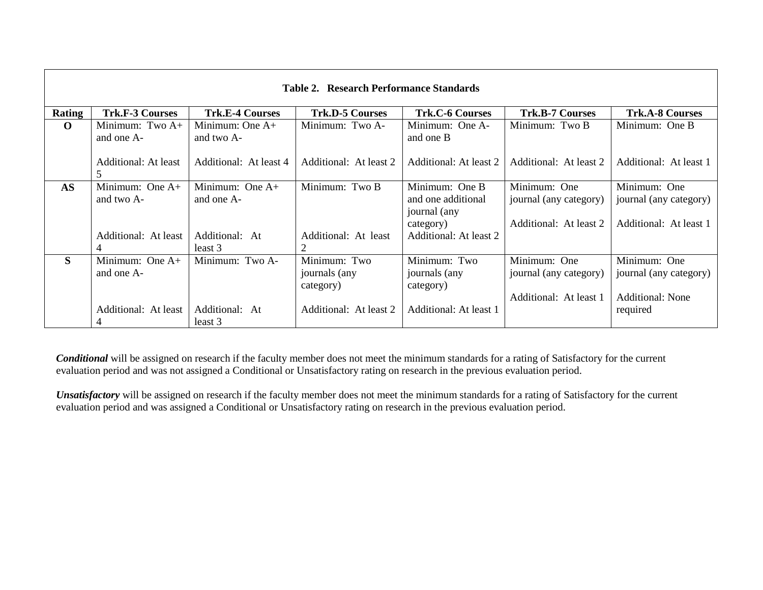**Table 2. Research Performance Standards**

| Rating | Trk.F-3 Courses | Trk.E-4 Courses | Trk.D-5 Courses | Trk.C-6 Courses | Trk.B-7 Courses | Trk.A-8 Courses |
|---|---|---|---|---|---|---|
| **O** | Minimum: Two A+ and one A-<br><br>Additional: At least 5 | Minimum: One A+ and two A-<br><br>Additional: At least 4 | Minimum: Two A-<br><br>Additional: At least 2 | Minimum: One A- and one B<br><br>Additional: At least 2 | Minimum: Two B<br><br>Additional: At least 2 | Minimum: One B<br><br>Additional: At least 1 |
| **AS** | Minimum: One A+ and two A-<br><br>Additional: At least 4 | Minimum: One A+ and one A-<br><br>Additional: At least 3 | Minimum: Two B<br><br>Additional: At least 2 | Minimum: One B and one additional journal (any category)<br>Additional: At least 2 | Minimum: One journal (any category)<br><br>Additional: At least 2 | Minimum: One journal (any category)<br><br>Additional: At least 1 |
| **S** | Minimum: One A+ and one A-<br><br>Additional: At least 4 | Minimum: Two A-<br><br>Additional: At least 3 | Minimum: Two journals (any category)<br><br>Additional: At least 2 | Minimum: Two journals (any category)<br><br>Additional: At least 1 | Minimum: One journal (any category)<br><br>Additional: At least 1 | Minimum: One journal (any category)<br><br>Additional: None required |

***Conditional*** will be assigned on research if the faculty member does not meet the minimum standards for a rating of Satisfactory for the current evaluation period and was not assigned a Conditional or Unsatisfactory rating on research in the previous evaluation period.

***Unsatisfactory*** will be assigned on research if the faculty member does not meet the minimum standards for a rating of Satisfactory for the current evaluation period and was assigned a Conditional or Unsatisfactory rating on research in the previous evaluation period.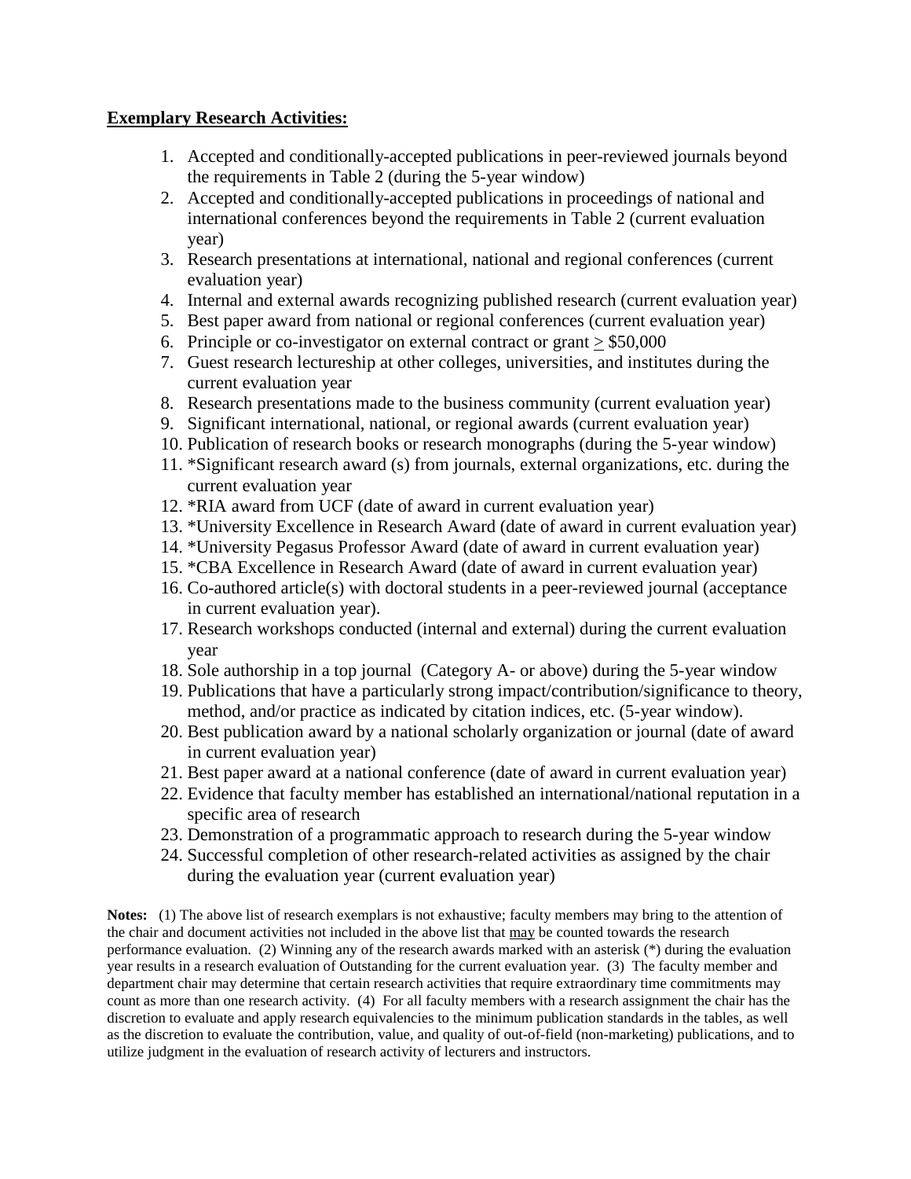**Exemplary Research Activities:**

1. Accepted and conditionally-accepted publications in peer-reviewed journals beyond the requirements in Table 2 (during the 5-year window)
2. Accepted and conditionally-accepted publications in proceedings of national and international conferences beyond the requirements in Table 2 (current evaluation year)
3. Research presentations at international, national and regional conferences (current evaluation year)
4. Internal and external awards recognizing published research (current evaluation year)
5. Best paper award from national or regional conferences (current evaluation year)
6. Principle or co-investigator on external contract or grant ≥ $50,000
7. Guest research lectureship at other colleges, universities, and institutes during the current evaluation year
8. Research presentations made to the business community (current evaluation year)
9. Significant international, national, or regional awards (current evaluation year)
10. Publication of research books or research monographs (during the 5-year window)
11. *Significant research award (s) from journals, external organizations, etc. during the current evaluation year
12. *RIA award from UCF (date of award in current evaluation year)
13. *University Excellence in Research Award (date of award in current evaluation year)
14. *University Pegasus Professor Award (date of award in current evaluation year)
15. *CBA Excellence in Research Award (date of award in current evaluation year)
16. Co-authored article(s) with doctoral students in a peer-reviewed journal (acceptance in current evaluation year).
17. Research workshops conducted (internal and external) during the current evaluation year
18. Sole authorship in a top journal (Category A- or above) during the 5-year window
19. Publications that have a particularly strong impact/contribution/significance to theory, method, and/or practice as indicated by citation indices, etc. (5-year window).
20. Best publication award by a national scholarly organization or journal (date of award in current evaluation year)
21. Best paper award at a national conference (date of award in current evaluation year)
22. Evidence that faculty member has established an international/national reputation in a specific area of research
23. Demonstration of a programmatic approach to research during the 5-year window
24. Successful completion of other research-related activities as assigned by the chair during the evaluation year (current evaluation year)

**Notes:** (1) The above list of research exemplars is not exhaustive; faculty members may bring to the attention of the chair and document activities not included in the above list that may be counted towards the research performance evaluation. (2) Winning any of the research awards marked with an asterisk (*) during the evaluation year results in a research evaluation of Outstanding for the current evaluation year. (3) The faculty member and department chair may determine that certain research activities that require extraordinary time commitments may count as more than one research activity. (4) For all faculty members with a research assignment the chair has the discretion to evaluate and apply research equivalencies to the minimum publication standards in the tables, as well as the discretion to evaluate the contribution, value, and quality of out-of-field (non-marketing) publications, and to utilize judgment in the evaluation of research activity of lecturers and instructors.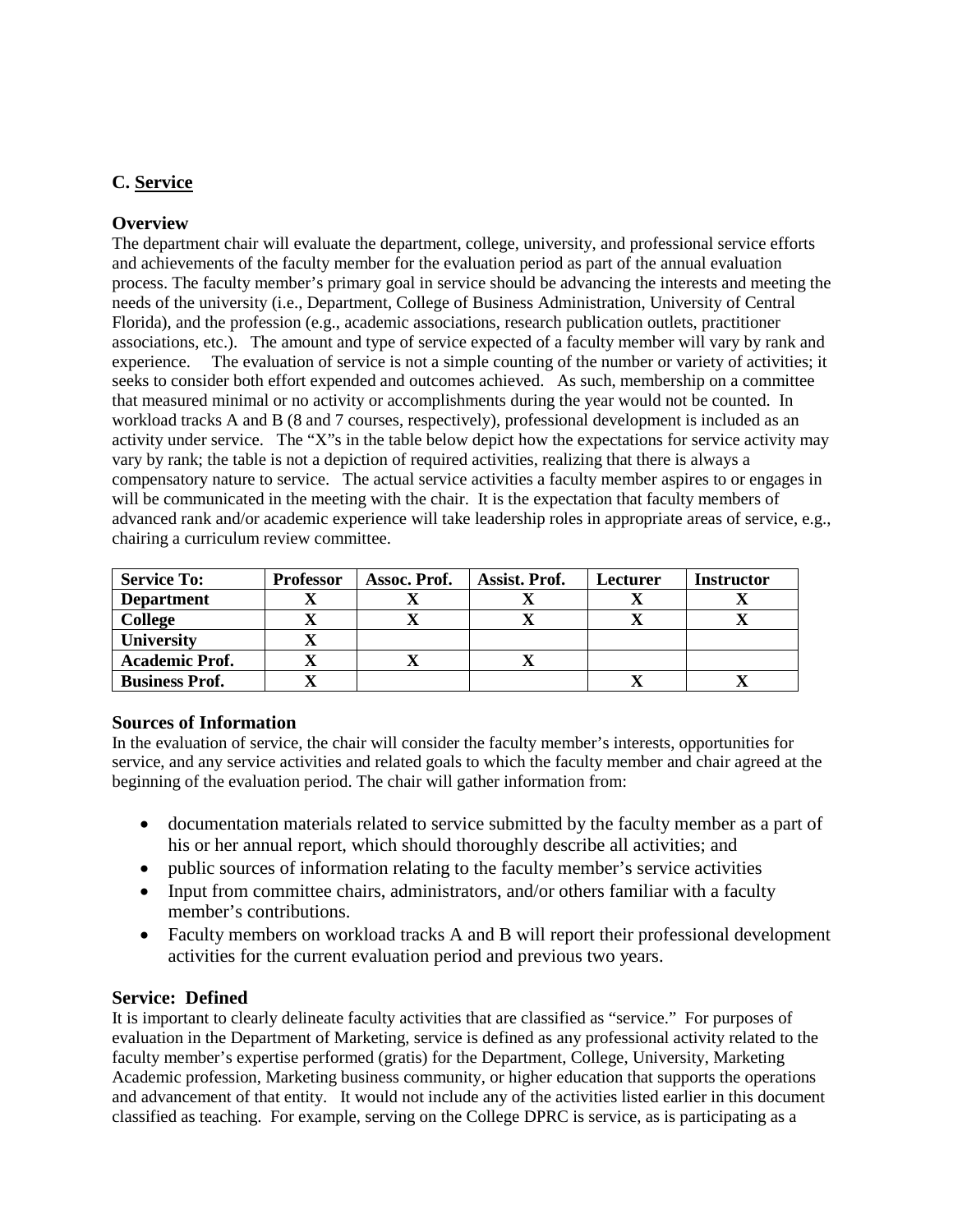## C. Service

### Overview

The department chair will evaluate the department, college, university, and professional service efforts and achievements of the faculty member for the evaluation period as part of the annual evaluation process. The faculty member's primary goal in service should be advancing the interests and meeting the needs of the university (i.e., Department, College of Business Administration, University of Central Florida), and the profession (e.g., academic associations, research publication outlets, practitioner associations, etc.). The amount and type of service expected of a faculty member will vary by rank and experience. The evaluation of service is not a simple counting of the number or variety of activities; it seeks to consider both effort expended and outcomes achieved. As such, membership on a committee that measured minimal or no activity or accomplishments during the year would not be counted. In workload tracks A and B (8 and 7 courses, respectively), professional development is included as an activity under service. The "X"s in the table below depict how the expectations for service activity may vary by rank; the table is not a depiction of required activities, realizing that there is always a compensatory nature to service. The actual service activities a faculty member aspires to or engages in will be communicated in the meeting with the chair. It is the expectation that faculty members of advanced rank and/or academic experience will take leadership roles in appropriate areas of service, e.g., chairing a curriculum review committee.

| Service To: | Professor | Assoc. Prof. | Assist. Prof. | Lecturer | Instructor |
|---|---|---|---|---|---|
| **Department** | X | X | X | X | X |
| **College** | X | X | X | X | X |
| **University** | X | | | | |
| **Academic Prof.** | X | X | X | | |
| **Business Prof.** | X | | | X | X |

### Sources of Information

In the evaluation of service, the chair will consider the faculty member's interests, opportunities for service, and any service activities and related goals to which the faculty member and chair agreed at the beginning of the evaluation period. The chair will gather information from:

- documentation materials related to service submitted by the faculty member as a part of his or her annual report, which should thoroughly describe all activities; and
- public sources of information relating to the faculty member's service activities
- Input from committee chairs, administrators, and/or others familiar with a faculty member's contributions.
- Faculty members on workload tracks A and B will report their professional development activities for the current evaluation period and previous two years.

### Service: Defined

It is important to clearly delineate faculty activities that are classified as "service." For purposes of evaluation in the Department of Marketing, service is defined as any professional activity related to the faculty member's expertise performed (gratis) for the Department, College, University, Marketing Academic profession, Marketing business community, or higher education that supports the operations and advancement of that entity. It would not include any of the activities listed earlier in this document classified as teaching. For example, serving on the College DPRC is service, as is participating as a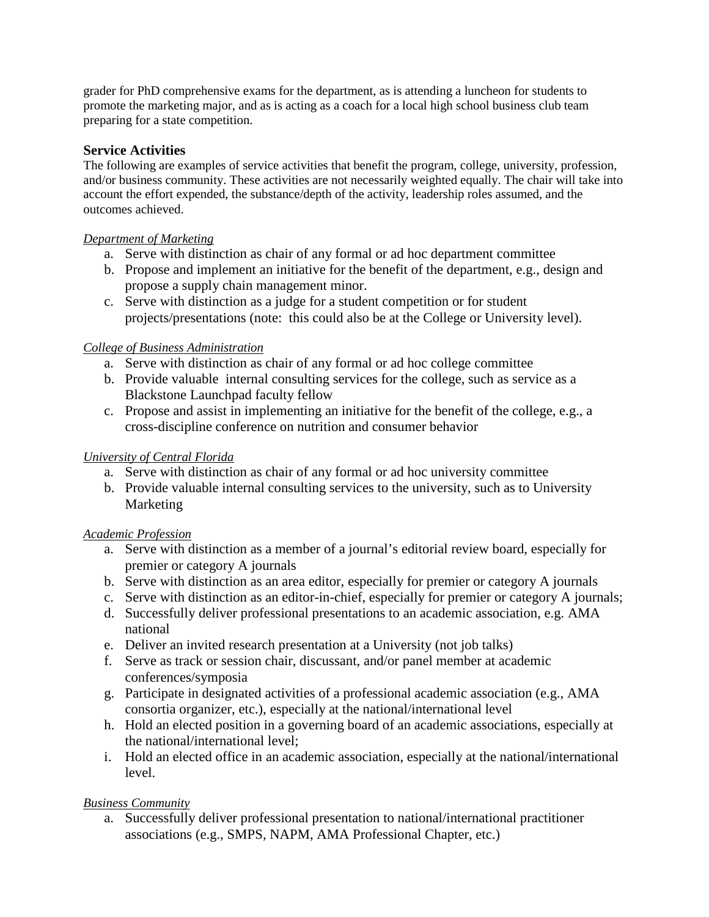grader for PhD comprehensive exams for the department, as is attending a luncheon for students to promote the marketing major, and as is acting as a coach for a local high school business club team preparing for a state competition.

### Service Activities

The following are examples of service activities that benefit the program, college, university, profession, and/or business community. These activities are not necessarily weighted equally. The chair will take into account the effort expended, the substance/depth of the activity, leadership roles assumed, and the outcomes achieved.

*Department of Marketing*

a. Serve with distinction as chair of any formal or ad hoc department committee
b. Propose and implement an initiative for the benefit of the department, e.g., design and propose a supply chain management minor.
c. Serve with distinction as a judge for a student competition or for student projects/presentations (note: this could also be at the College or University level).

*College of Business Administration*

a. Serve with distinction as chair of any formal or ad hoc college committee
b. Provide valuable internal consulting services for the college, such as service as a Blackstone Launchpad faculty fellow
c. Propose and assist in implementing an initiative for the benefit of the college, e.g., a cross-discipline conference on nutrition and consumer behavior

*University of Central Florida*

a. Serve with distinction as chair of any formal or ad hoc university committee
b. Provide valuable internal consulting services to the university, such as to University Marketing

*Academic Profession*

a. Serve with distinction as a member of a journal's editorial review board, especially for premier or category A journals
b. Serve with distinction as an area editor, especially for premier or category A journals
c. Serve with distinction as an editor-in-chief, especially for premier or category A journals;
d. Successfully deliver professional presentations to an academic association, e.g. AMA national
e. Deliver an invited research presentation at a University (not job talks)
f. Serve as track or session chair, discussant, and/or panel member at academic conferences/symposia
g. Participate in designated activities of a professional academic association (e.g., AMA consortia organizer, etc.), especially at the national/international level
h. Hold an elected position in a governing board of an academic associations, especially at the national/international level;
i. Hold an elected office in an academic association, especially at the national/international level.

*Business Community*

a. Successfully deliver professional presentation to national/international practitioner associations (e.g., SMPS, NAPM, AMA Professional Chapter, etc.)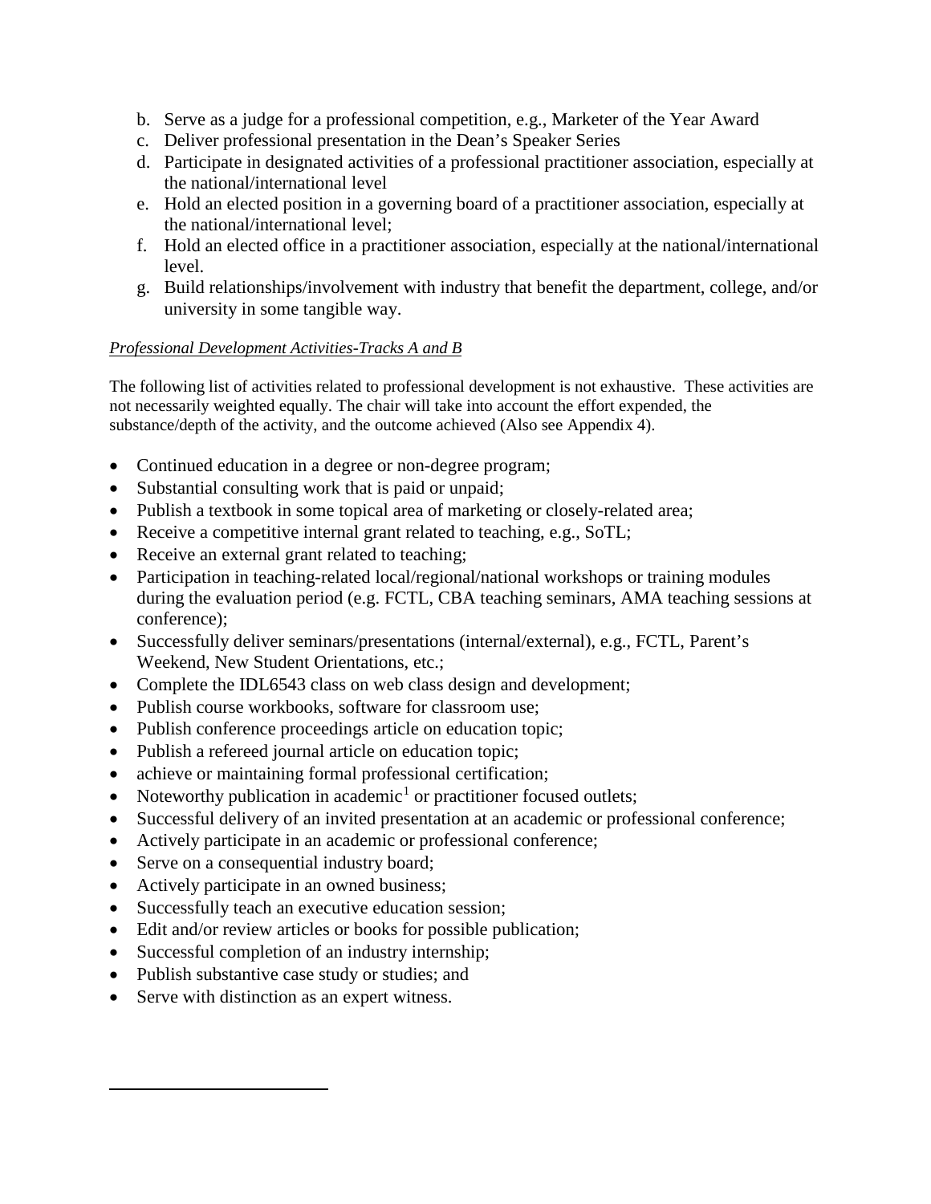b. Serve as a judge for a professional competition, e.g., Marketer of the Year Award
c. Deliver professional presentation in the Dean's Speaker Series
d. Participate in designated activities of a professional practitioner association, especially at the national/international level
e. Hold an elected position in a governing board of a practitioner association, especially at the national/international level;
f. Hold an elected office in a practitioner association, especially at the national/international level.
g. Build relationships/involvement with industry that benefit the department, college, and/or university in some tangible way.

*Professional Development Activities-Tracks A and B*

The following list of activities related to professional development is not exhaustive. These activities are not necessarily weighted equally. The chair will take into account the effort expended, the substance/depth of the activity, and the outcome achieved (Also see Appendix 4).

- Continued education in a degree or non-degree program;
- Substantial consulting work that is paid or unpaid;
- Publish a textbook in some topical area of marketing or closely-related area;
- Receive a competitive internal grant related to teaching, e.g., SoTL;
- Receive an external grant related to teaching;
- Participation in teaching-related local/regional/national workshops or training modules during the evaluation period (e.g. FCTL, CBA teaching seminars, AMA teaching sessions at conference);
- Successfully deliver seminars/presentations (internal/external), e.g., FCTL, Parent's Weekend, New Student Orientations, etc.;
- Complete the IDL6543 class on web class design and development;
- Publish course workbooks, software for classroom use;
- Publish conference proceedings article on education topic;
- Publish a refereed journal article on education topic;
- achieve or maintaining formal professional certification;
- Noteworthy publication in academic[1] or practitioner focused outlets;
- Successful delivery of an invited presentation at an academic or professional conference;
- Actively participate in an academic or professional conference;
- Serve on a consequential industry board;
- Actively participate in an owned business;
- Successfully teach an executive education session;
- Edit and/or review articles or books for possible publication;
- Successful completion of an industry internship;
- Publish substantive case study or studies; and
- Serve with distinction as an expert witness.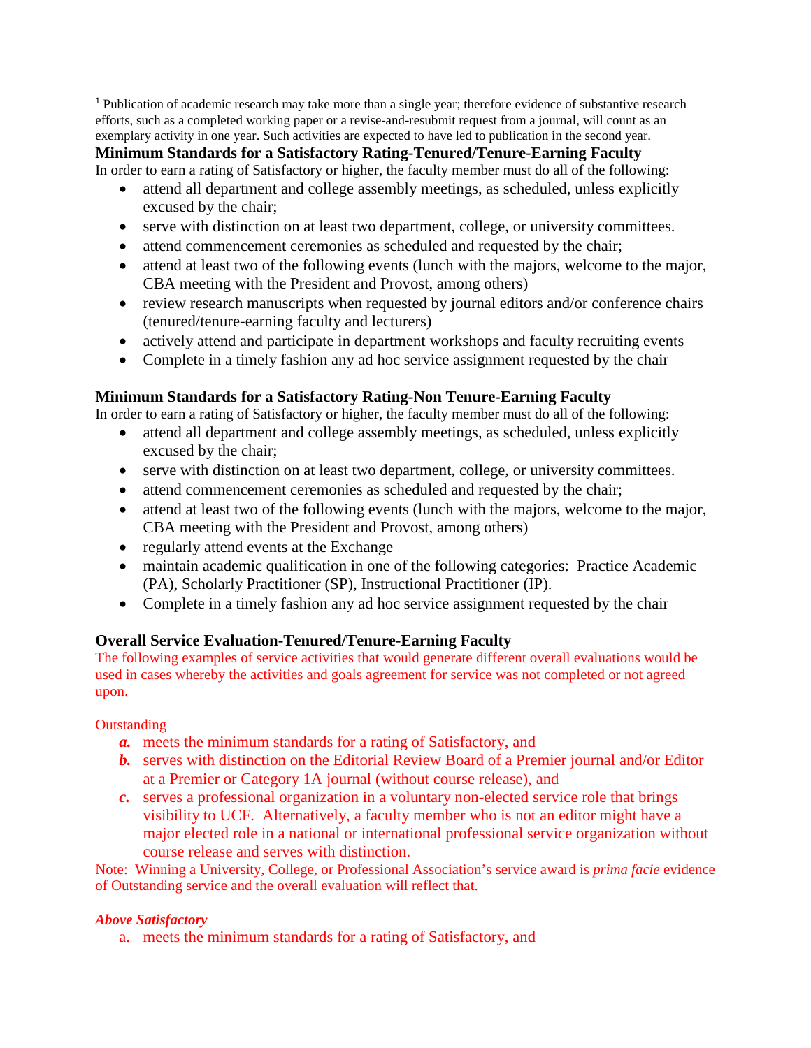[1] Publication of academic research may take more than a single year; therefore evidence of substantive research efforts, such as a completed working paper or a revise-and-resubmit request from a journal, will count as an exemplary activity in one year. Such activities are expected to have led to publication in the second year.

**Minimum Standards for a Satisfactory Rating-Tenured/Tenure-Earning Faculty**

In order to earn a rating of Satisfactory or higher, the faculty member must do all of the following:

- attend all department and college assembly meetings, as scheduled, unless explicitly excused by the chair;
- serve with distinction on at least two department, college, or university committees.
- attend commencement ceremonies as scheduled and requested by the chair;
- attend at least two of the following events (lunch with the majors, welcome to the major, CBA meeting with the President and Provost, among others)
- review research manuscripts when requested by journal editors and/or conference chairs (tenured/tenure-earning faculty and lecturers)
- actively attend and participate in department workshops and faculty recruiting events
- Complete in a timely fashion any ad hoc service assignment requested by the chair

**Minimum Standards for a Satisfactory Rating-Non Tenure-Earning Faculty**

In order to earn a rating of Satisfactory or higher, the faculty member must do all of the following:

- attend all department and college assembly meetings, as scheduled, unless explicitly excused by the chair;
- serve with distinction on at least two department, college, or university committees.
- attend commencement ceremonies as scheduled and requested by the chair;
- attend at least two of the following events (lunch with the majors, welcome to the major, CBA meeting with the President and Provost, among others)
- regularly attend events at the Exchange
- maintain academic qualification in one of the following categories: Practice Academic (PA), Scholarly Practitioner (SP), Instructional Practitioner (IP).
- Complete in a timely fashion any ad hoc service assignment requested by the chair

**Overall Service Evaluation-Tenured/Tenure-Earning Faculty**

The following examples of service activities that would generate different overall evaluations would be used in cases whereby the activities and goals agreement for service was not completed or not agreed upon.

Outstanding

***a.*** meets the minimum standards for a rating of Satisfactory, and

***b.*** serves with distinction on the Editorial Review Board of a Premier journal and/or Editor at a Premier or Category 1A journal (without course release), and

***c.*** serves a professional organization in a voluntary non-elected service role that brings visibility to UCF. Alternatively, a faculty member who is not an editor might have a major elected role in a national or international professional service organization without course release and serves with distinction.

Note: Winning a University, College, or Professional Association's service award is *prima facie* evidence of Outstanding service and the overall evaluation will reflect that.

***Above Satisfactory***

a. meets the minimum standards for a rating of Satisfactory, and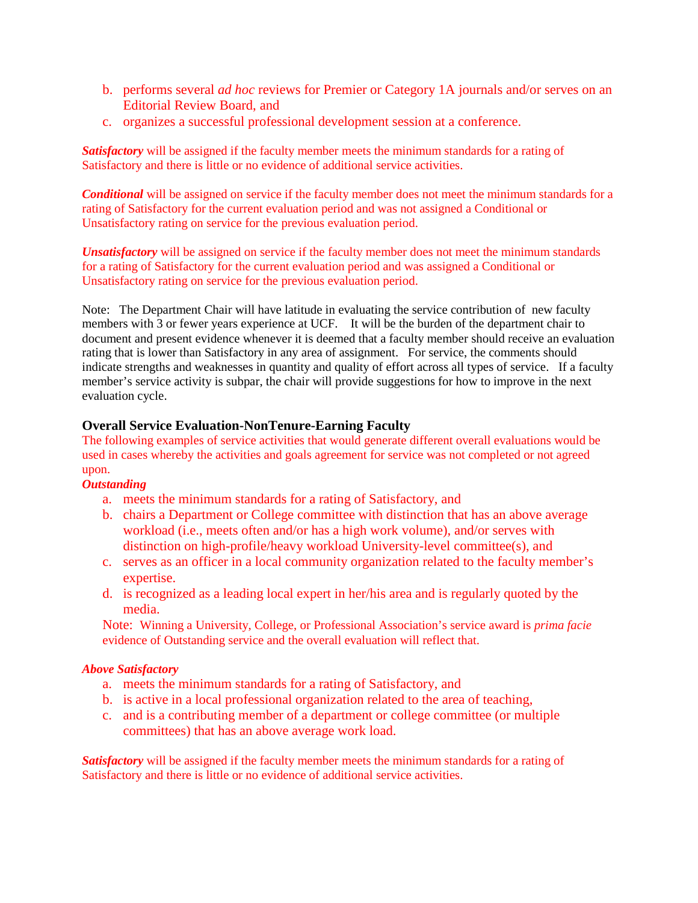b. performs several *ad hoc* reviews for Premier or Category 1A journals and/or serves on an Editorial Review Board, and
c. organizes a successful professional development session at a conference.

***Satisfactory*** will be assigned if the faculty member meets the minimum standards for a rating of Satisfactory and there is little or no evidence of additional service activities.

***Conditional*** will be assigned on service if the faculty member does not meet the minimum standards for a rating of Satisfactory for the current evaluation period and was not assigned a Conditional or Unsatisfactory rating on service for the previous evaluation period.

***Unsatisfactory*** will be assigned on service if the faculty member does not meet the minimum standards for a rating of Satisfactory for the current evaluation period and was assigned a Conditional or Unsatisfactory rating on service for the previous evaluation period.

Note: The Department Chair will have latitude in evaluating the service contribution of new faculty members with 3 or fewer years experience at UCF. It will be the burden of the department chair to document and present evidence whenever it is deemed that a faculty member should receive an evaluation rating that is lower than Satisfactory in any area of assignment. For service, the comments should indicate strengths and weaknesses in quantity and quality of effort across all types of service. If a faculty member's service activity is subpar, the chair will provide suggestions for how to improve in the next evaluation cycle.

### Overall Service Evaluation-NonTenure-Earning Faculty

The following examples of service activities that would generate different overall evaluations would be used in cases whereby the activities and goals agreement for service was not completed or not agreed upon.

***Outstanding***

a. meets the minimum standards for a rating of Satisfactory, and
b. chairs a Department or College committee with distinction that has an above average workload (i.e., meets often and/or has a high work volume), and/or serves with distinction on high-profile/heavy workload University-level committee(s), and
c. serves as an officer in a local community organization related to the faculty member's expertise.
d. is recognized as a leading local expert in her/his area and is regularly quoted by the media.

Note: Winning a University, College, or Professional Association's service award is *prima facie* evidence of Outstanding service and the overall evaluation will reflect that.

***Above Satisfactory***

a. meets the minimum standards for a rating of Satisfactory, and
b. is active in a local professional organization related to the area of teaching,
c. and is a contributing member of a department or college committee (or multiple committees) that has an above average work load.

***Satisfactory*** will be assigned if the faculty member meets the minimum standards for a rating of Satisfactory and there is little or no evidence of additional service activities.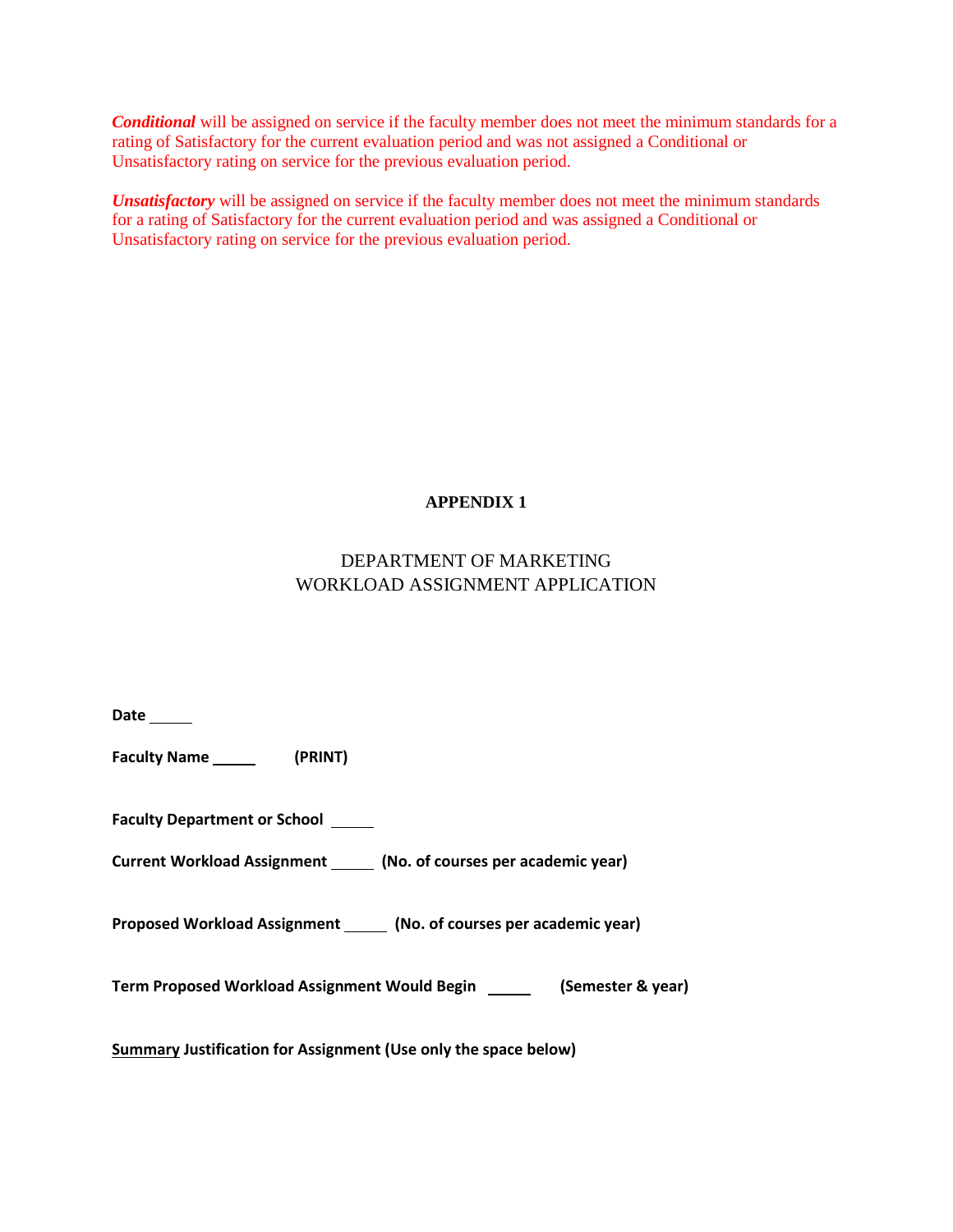***Conditional*** will be assigned on service if the faculty member does not meet the minimum standards for a rating of Satisfactory for the current evaluation period and was not assigned a Conditional or Unsatisfactory rating on service for the previous evaluation period.

***Unsatisfactory*** will be assigned on service if the faculty member does not meet the minimum standards for a rating of Satisfactory for the current evaluation period and was assigned a Conditional or Unsatisfactory rating on service for the previous evaluation period.

## APPENDIX 1

DEPARTMENT OF MARKETING
WORKLOAD ASSIGNMENT APPLICATION

**Date** _____

**Faculty Name** _____ **(PRINT)**

**Faculty Department or School** _____

**Current Workload Assignment** _____ **(No. of courses per academic year)**

**Proposed Workload Assignment** _____ **(No. of courses per academic year)**

**Term Proposed Workload Assignment Would Begin** _____ **(Semester & year)**

**<u>Summary</u> Justification for Assignment (Use only the space below)**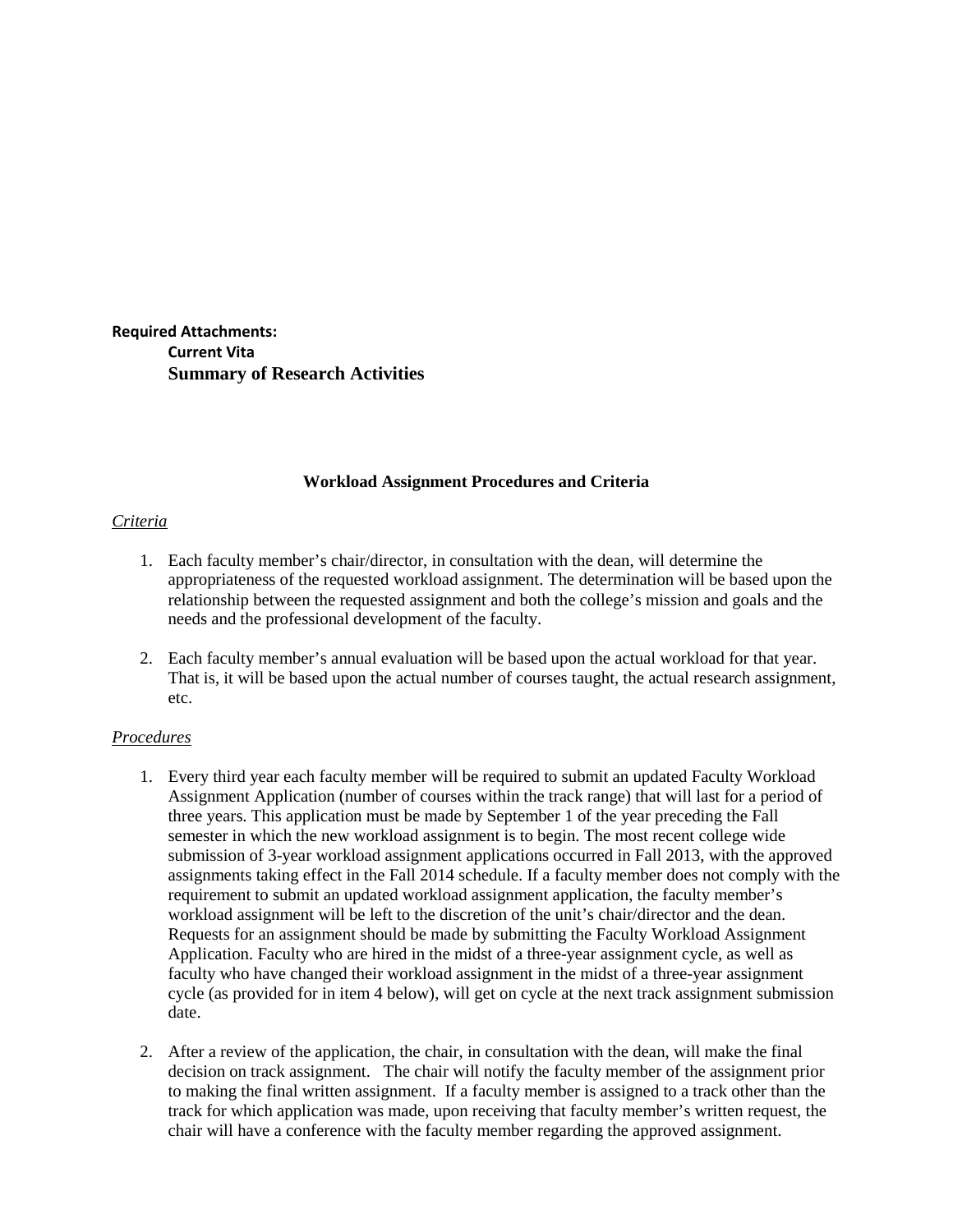**Required Attachments:**

**Current Vita**

**Summary of Research Activities**

### Workload Assignment Procedures and Criteria

*Criteria*

1. Each faculty member's chair/director, in consultation with the dean, will determine the appropriateness of the requested workload assignment. The determination will be based upon the relationship between the requested assignment and both the college's mission and goals and the needs and the professional development of the faculty.

2. Each faculty member's annual evaluation will be based upon the actual workload for that year. That is, it will be based upon the actual number of courses taught, the actual research assignment, etc.

*Procedures*

1. Every third year each faculty member will be required to submit an updated Faculty Workload Assignment Application (number of courses within the track range) that will last for a period of three years. This application must be made by September 1 of the year preceding the Fall semester in which the new workload assignment is to begin. The most recent college wide submission of 3-year workload assignment applications occurred in Fall 2013, with the approved assignments taking effect in the Fall 2014 schedule. If a faculty member does not comply with the requirement to submit an updated workload assignment application, the faculty member's workload assignment will be left to the discretion of the unit's chair/director and the dean. Requests for an assignment should be made by submitting the Faculty Workload Assignment Application. Faculty who are hired in the midst of a three-year assignment cycle, as well as faculty who have changed their workload assignment in the midst of a three-year assignment cycle (as provided for in item 4 below), will get on cycle at the next track assignment submission date.

2. After a review of the application, the chair, in consultation with the dean, will make the final decision on track assignment. The chair will notify the faculty member of the assignment prior to making the final written assignment. If a faculty member is assigned to a track other than the track for which application was made, upon receiving that faculty member's written request, the chair will have a conference with the faculty member regarding the approved assignment.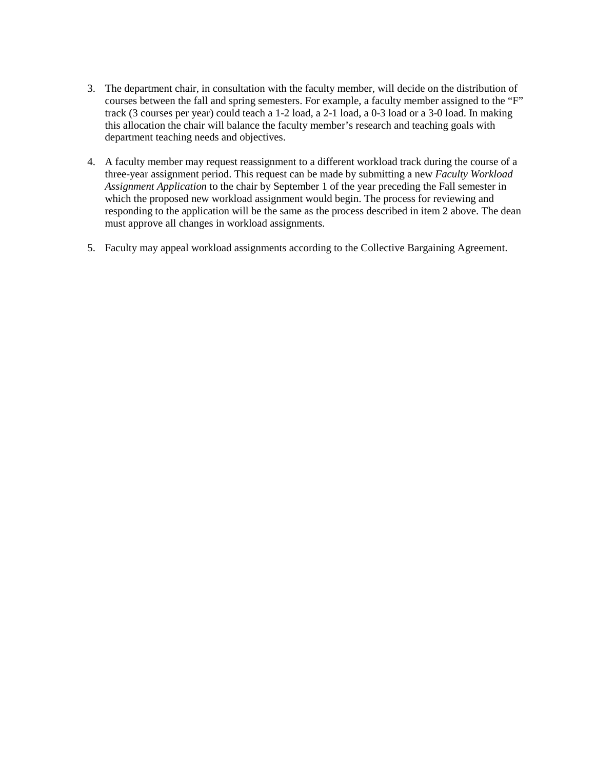3. The department chair, in consultation with the faculty member, will decide on the distribution of courses between the fall and spring semesters. For example, a faculty member assigned to the “F” track (3 courses per year) could teach a 1-2 load, a 2-1 load, a 0-3 load or a 3-0 load. In making this allocation the chair will balance the faculty member’s research and teaching goals with department teaching needs and objectives.

4. A faculty member may request reassignment to a different workload track during the course of a three-year assignment period. This request can be made by submitting a new *Faculty Workload Assignment Application* to the chair by September 1 of the year preceding the Fall semester in which the proposed new workload assignment would begin. The process for reviewing and responding to the application will be the same as the process described in item 2 above. The dean must approve all changes in workload assignments.

5. Faculty may appeal workload assignments according to the Collective Bargaining Agreement.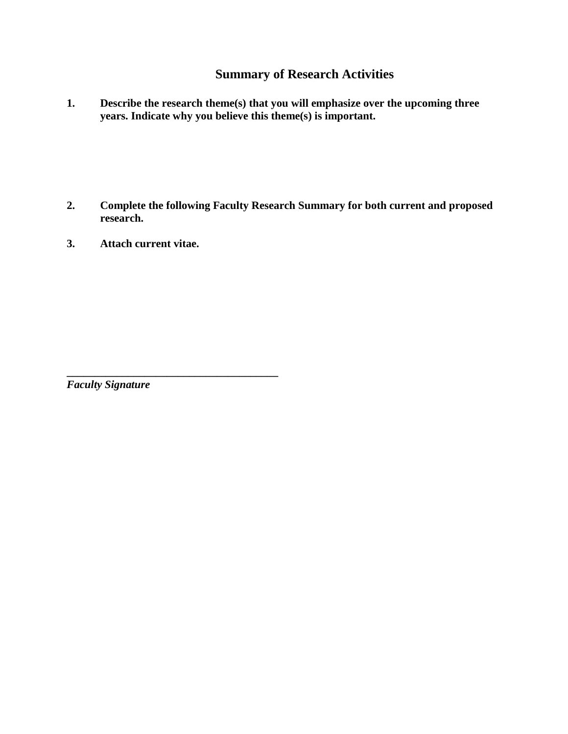## Summary of Research Activities

1. **Describe the research theme(s) that you will emphasize over the upcoming three years. Indicate why you believe this theme(s) is important.**

2. **Complete the following Faculty Research Summary for both current and proposed research.**

3. **Attach current vitae.**

**______________________________________**

***Faculty Signature***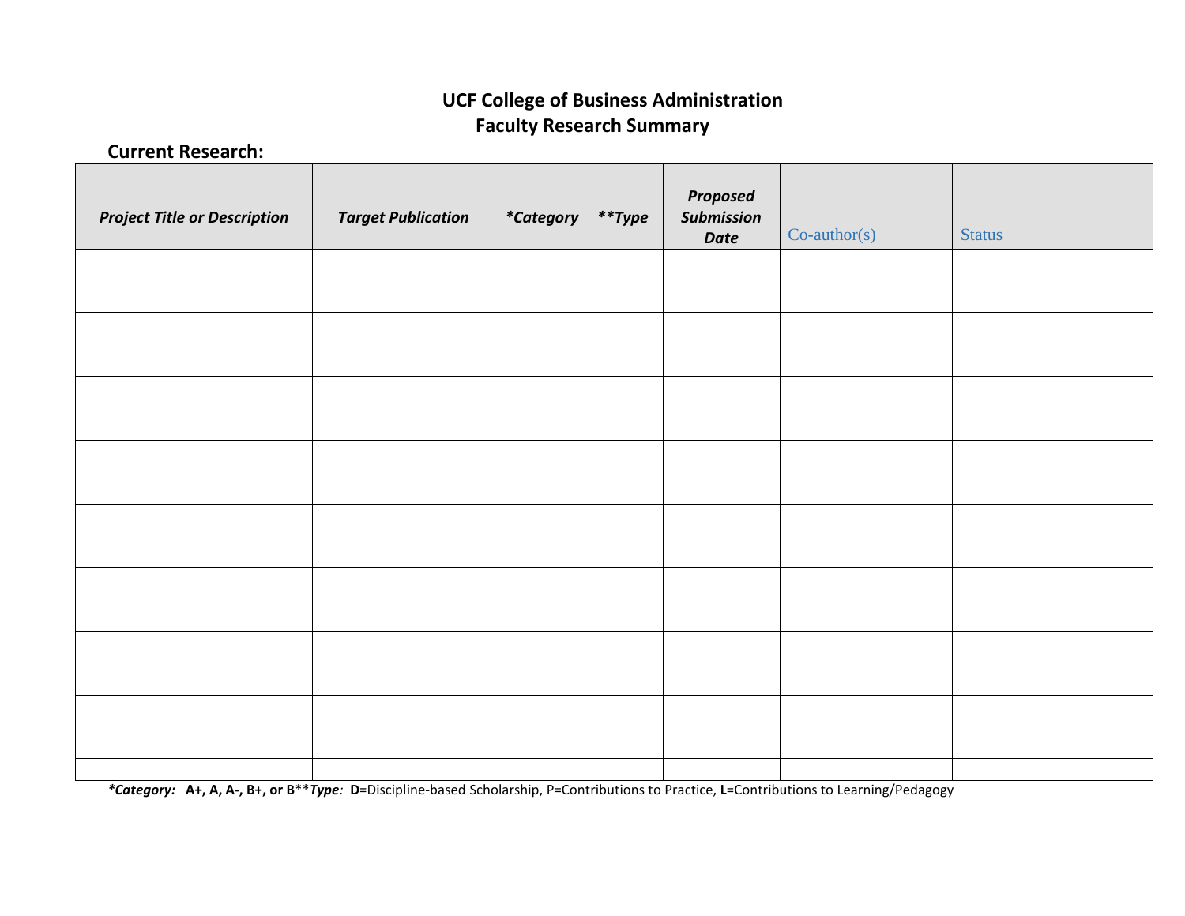**UCF College of Business Administration**
**Faculty Research Summary**

**Current Research:**

| ***Project Title or Description*** | ***Target Publication*** | ***\*Category*** | ***\*\*Type*** | ***Proposed Submission Date*** | Co-author(s) | Status |
|---|---|---|---|---|---|---|
| | | | | | | |
| | | | | | | |
| | | | | | | |
| | | | | | | |
| | | | | | | |
| | | | | | | |
| | | | | | | |
| | | | | | | |
| | | | | | | |

***\*Category:*** **A+, A, A-, B+, or B**\*\****Type:*** **D**=Discipline-based Scholarship, P=Contributions to Practice, **L**=Contributions to Learning/Pedagogy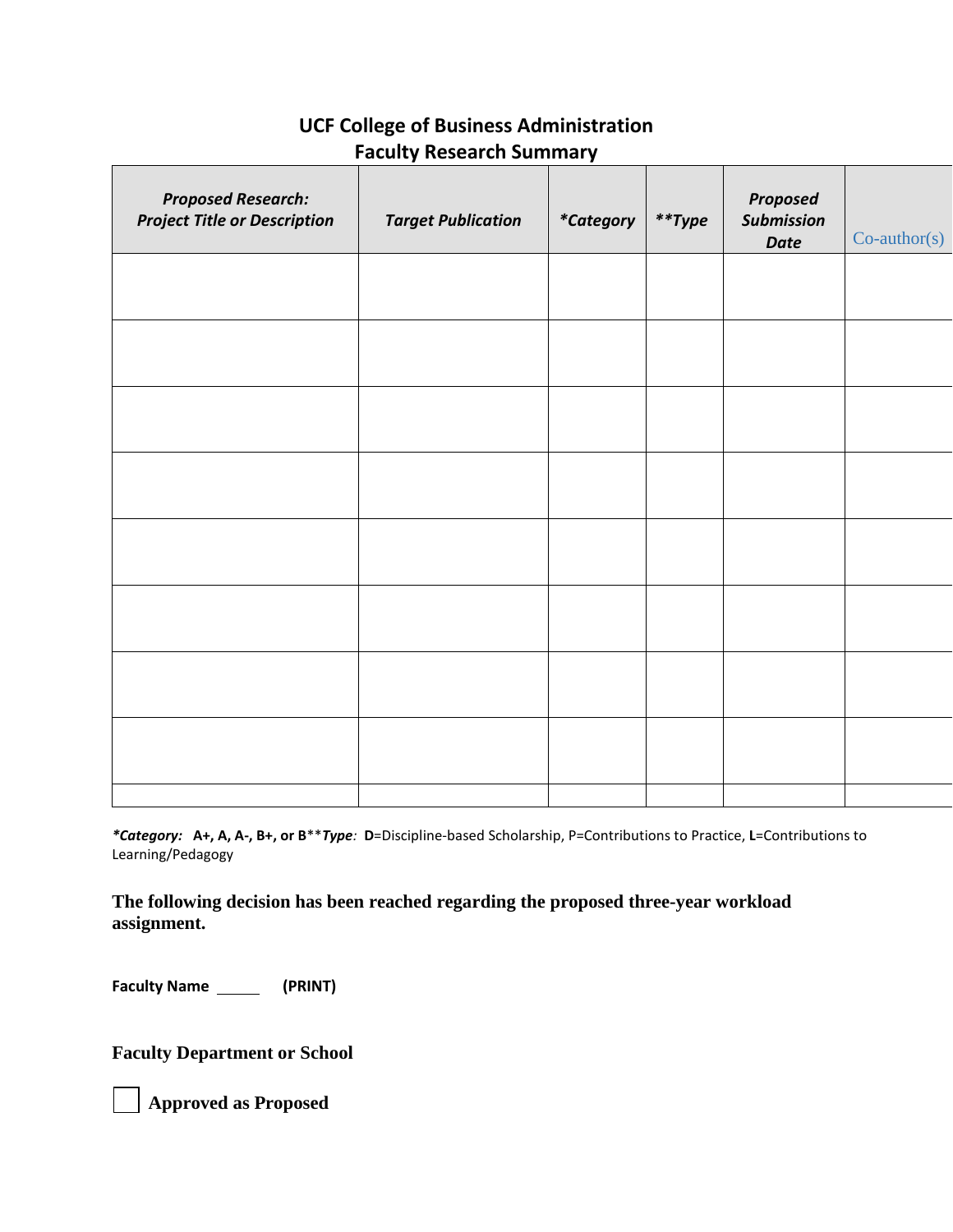# UCF College of Business Administration
## Faculty Research Summary

| *Proposed Research: Project Title or Description* | *Target Publication* | *\*Category* | *\*\*Type* | *Proposed Submission Date* | Co-author(s) |
|---|---|---|---|---|---|
| | | | | | |
| | | | | | |
| | | | | | |
| | | | | | |
| | | | | | |
| | | | | | |
| | | | | | |
| | | | | | |
| | | | | | |

***Category:*** **A+, A, A-, B+, or B**\*\****Type:*** **D**=Discipline-based Scholarship, P=Contributions to Practice, **L**=Contributions to Learning/Pedagogy

**The following decision has been reached regarding the proposed three-year workload assignment.**

**Faculty Name** _____ **(PRINT)**

**Faculty Department or School**

☐ **Approved as Proposed**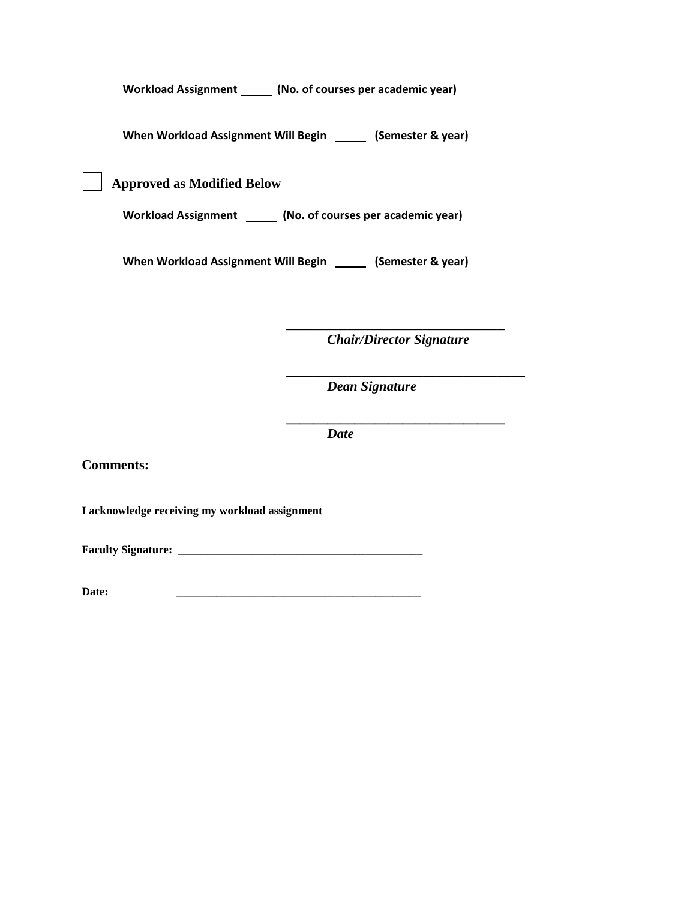**Workload Assignment _____ (No. of courses per academic year)**

**When Workload Assignment Will Begin _____ (Semester & year)**

☐ **Approved as Modified Below**

**Workload Assignment _____ (No. of courses per academic year)**

**When Workload Assignment Will Begin _____ (Semester & year)**

________________________________
***Chair/Director Signature***

________________________________
***Dean Signature***

________________________________
***Date***

**Comments:**

**I acknowledge receiving my workload assignment**

**Faculty Signature: ________________________________________**

**Date:** ________________________________________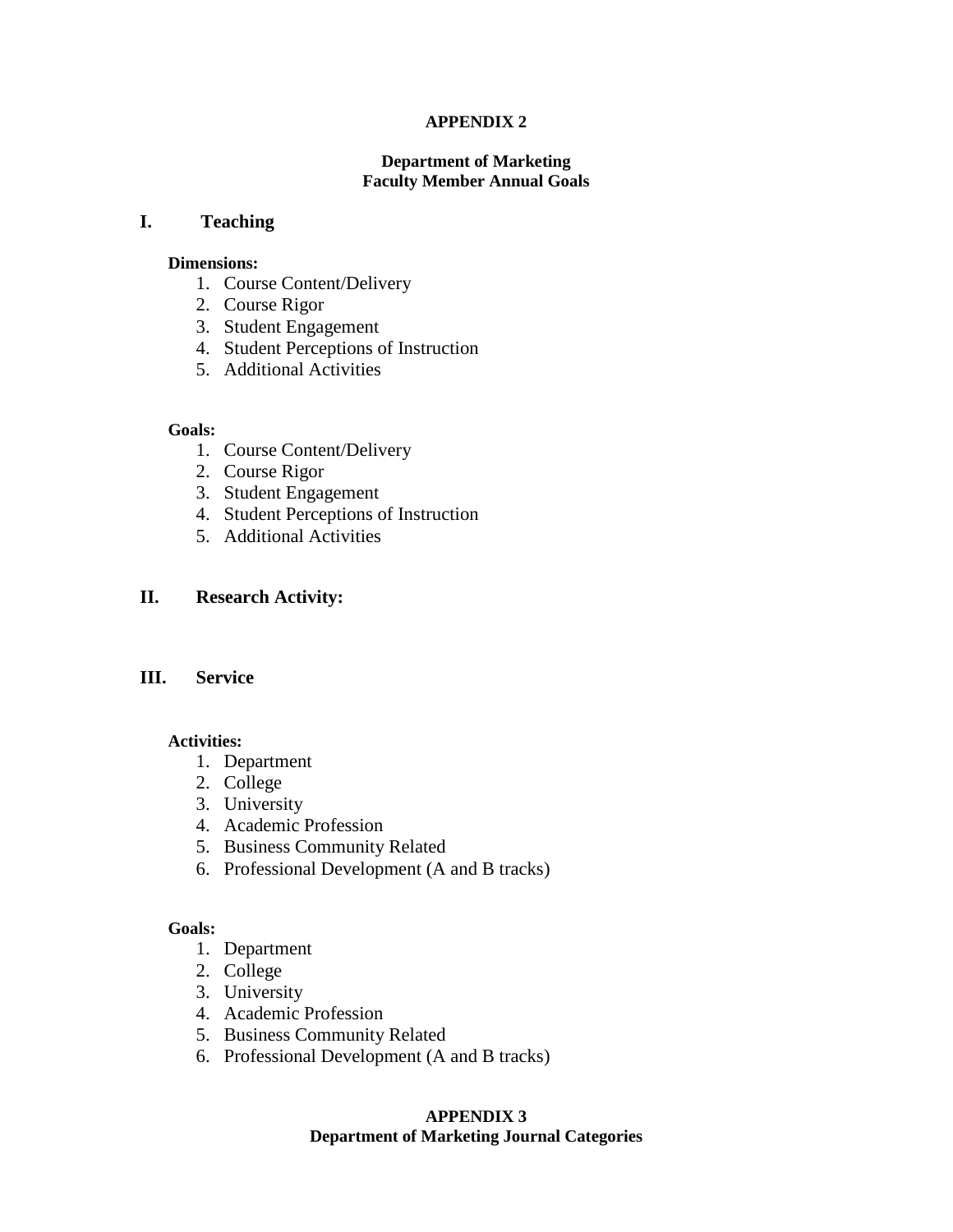## APPENDIX 2

### Department of Marketing
### Faculty Member Annual Goals

## I. Teaching

**Dimensions:**

1. Course Content/Delivery
2. Course Rigor
3. Student Engagement
4. Student Perceptions of Instruction
5. Additional Activities

**Goals:**

1. Course Content/Delivery
2. Course Rigor
3. Student Engagement
4. Student Perceptions of Instruction
5. Additional Activities

## II. Research Activity:

## III. Service

**Activities:**

1. Department
2. College
3. University
4. Academic Profession
5. Business Community Related
6. Professional Development (A and B tracks)

**Goals:**

1. Department
2. College
3. University
4. Academic Profession
5. Business Community Related
6. Professional Development (A and B tracks)

## APPENDIX 3
### Department of Marketing Journal Categories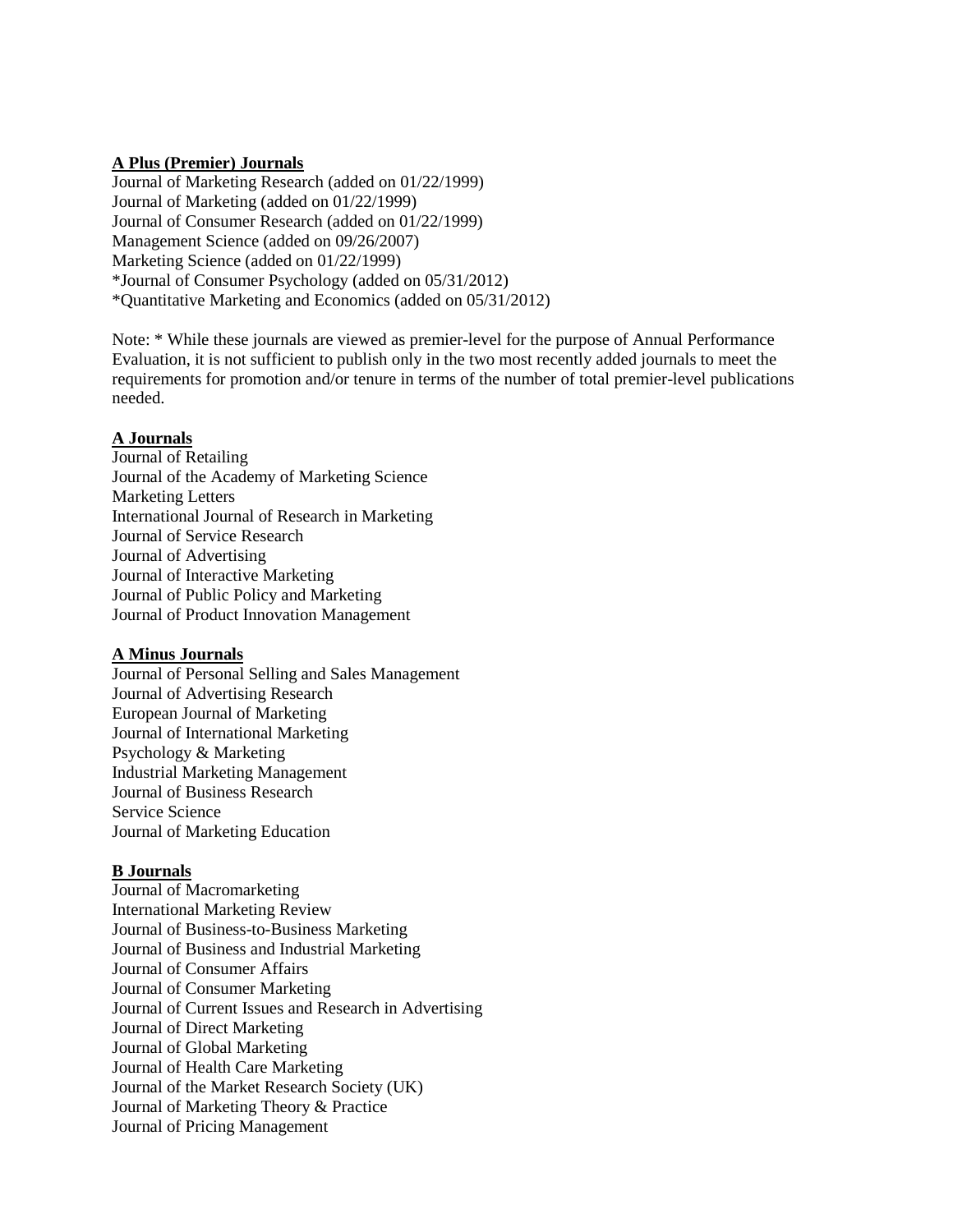**A Plus (Premier) Journals**

Journal of Marketing Research (added on 01/22/1999)
Journal of Marketing (added on 01/22/1999)
Journal of Consumer Research (added on 01/22/1999)
Management Science (added on 09/26/2007)
Marketing Science (added on 01/22/1999)
*Journal of Consumer Psychology (added on 05/31/2012)
*Quantitative Marketing and Economics (added on 05/31/2012)

Note: * While these journals are viewed as premier-level for the purpose of Annual Performance Evaluation, it is not sufficient to publish only in the two most recently added journals to meet the requirements for promotion and/or tenure in terms of the number of total premier-level publications needed.

**A Journals**

Journal of Retailing
Journal of the Academy of Marketing Science
Marketing Letters
International Journal of Research in Marketing
Journal of Service Research
Journal of Advertising
Journal of Interactive Marketing
Journal of Public Policy and Marketing
Journal of Product Innovation Management

**A Minus Journals**

Journal of Personal Selling and Sales Management
Journal of Advertising Research
European Journal of Marketing
Journal of International Marketing
Psychology & Marketing
Industrial Marketing Management
Journal of Business Research
Service Science
Journal of Marketing Education

**B Journals**

Journal of Macromarketing
International Marketing Review
Journal of Business-to-Business Marketing
Journal of Business and Industrial Marketing
Journal of Consumer Affairs
Journal of Consumer Marketing
Journal of Current Issues and Research in Advertising
Journal of Direct Marketing
Journal of Global Marketing
Journal of Health Care Marketing
Journal of the Market Research Society (UK)
Journal of Marketing Theory & Practice
Journal of Pricing Management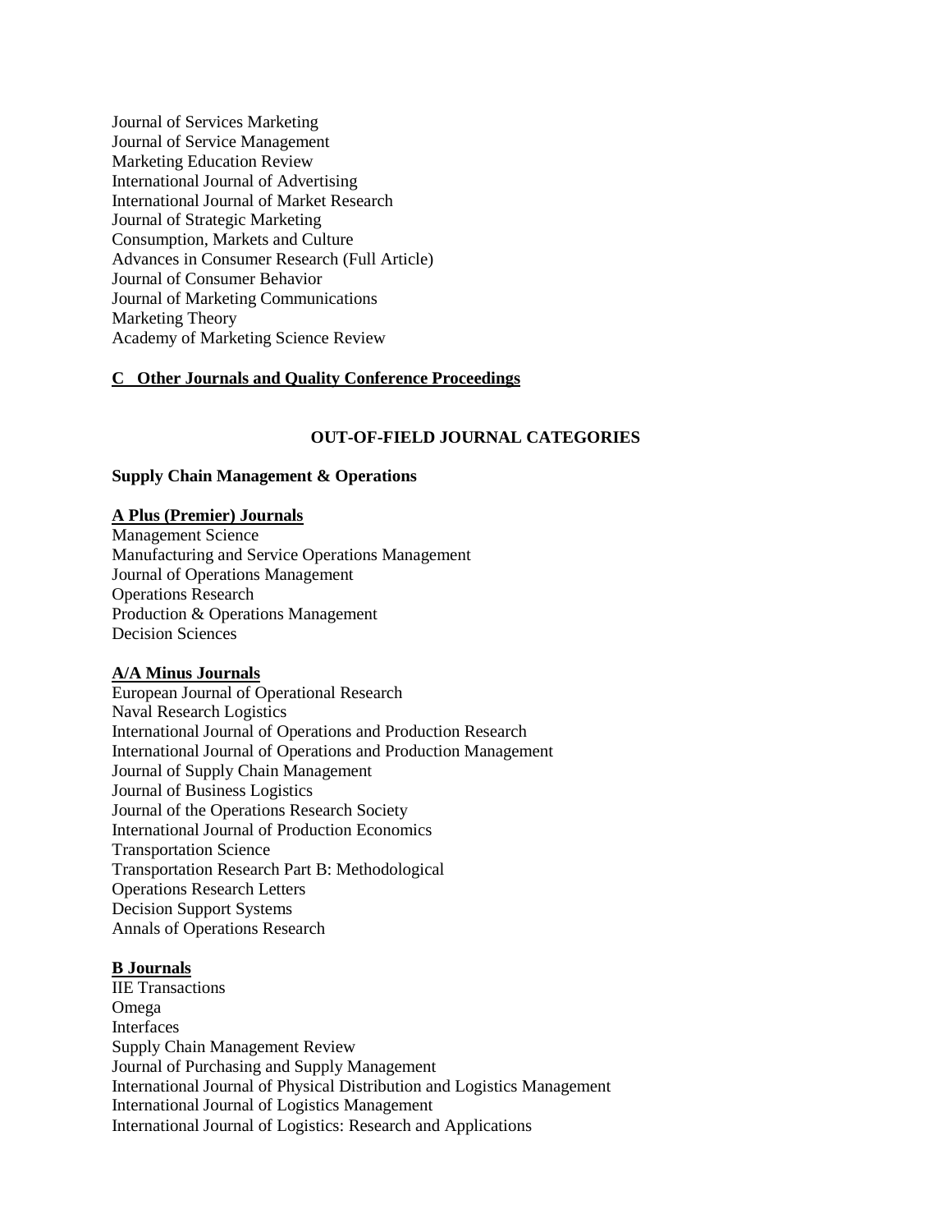Journal of Services Marketing
Journal of Service Management
Marketing Education Review
International Journal of Advertising
International Journal of Market Research
Journal of Strategic Marketing
Consumption, Markets and Culture
Advances in Consumer Research (Full Article)
Journal of Consumer Behavior
Journal of Marketing Communications
Marketing Theory
Academy of Marketing Science Review

**C Other Journals and Quality Conference Proceedings**

## OUT-OF-FIELD JOURNAL CATEGORIES

### Supply Chain Management & Operations

**A Plus (Premier) Journals**

Management Science
Manufacturing and Service Operations Management
Journal of Operations Management
Operations Research
Production & Operations Management
Decision Sciences

**A/A Minus Journals**

European Journal of Operational Research
Naval Research Logistics
International Journal of Operations and Production Research
International Journal of Operations and Production Management
Journal of Supply Chain Management
Journal of Business Logistics
Journal of the Operations Research Society
International Journal of Production Economics
Transportation Science
Transportation Research Part B: Methodological
Operations Research Letters
Decision Support Systems
Annals of Operations Research

**B Journals**

IIE Transactions
Omega
Interfaces
Supply Chain Management Review
Journal of Purchasing and Supply Management
International Journal of Physical Distribution and Logistics Management
International Journal of Logistics Management
International Journal of Logistics: Research and Applications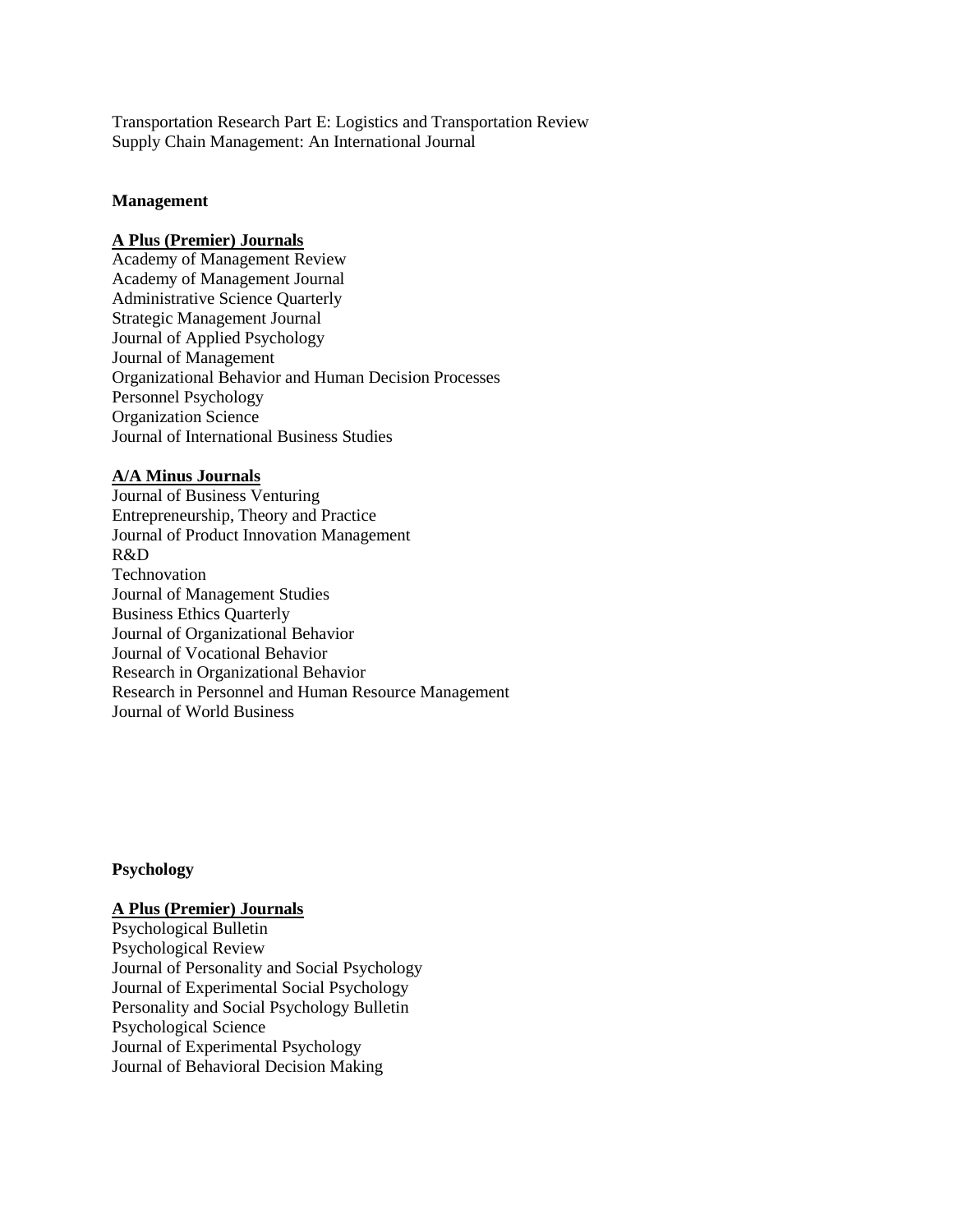Transportation Research Part E: Logistics and Transportation Review
Supply Chain Management: An International Journal

**Management**

**A Plus (Premier) Journals**

Academy of Management Review
Academy of Management Journal
Administrative Science Quarterly
Strategic Management Journal
Journal of Applied Psychology
Journal of Management
Organizational Behavior and Human Decision Processes
Personnel Psychology
Organization Science
Journal of International Business Studies

**A/A Minus Journals**

Journal of Business Venturing
Entrepreneurship, Theory and Practice
Journal of Product Innovation Management
R&D
Technovation
Journal of Management Studies
Business Ethics Quarterly
Journal of Organizational Behavior
Journal of Vocational Behavior
Research in Organizational Behavior
Research in Personnel and Human Resource Management
Journal of World Business

**Psychology**

**A Plus (Premier) Journals**

Psychological Bulletin
Psychological Review
Journal of Personality and Social Psychology
Journal of Experimental Social Psychology
Personality and Social Psychology Bulletin
Psychological Science
Journal of Experimental Psychology
Journal of Behavioral Decision Making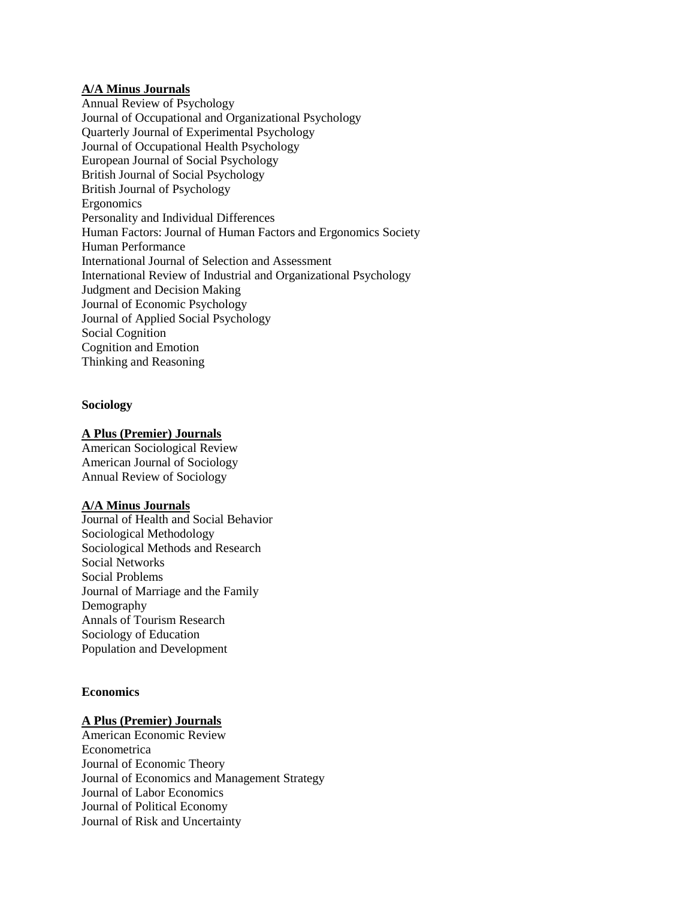**A/A Minus Journals**

Annual Review of Psychology
Journal of Occupational and Organizational Psychology
Quarterly Journal of Experimental Psychology
Journal of Occupational Health Psychology
European Journal of Social Psychology
British Journal of Social Psychology
British Journal of Psychology
Ergonomics
Personality and Individual Differences
Human Factors: Journal of Human Factors and Ergonomics Society
Human Performance
International Journal of Selection and Assessment
International Review of Industrial and Organizational Psychology
Judgment and Decision Making
Journal of Economic Psychology
Journal of Applied Social Psychology
Social Cognition
Cognition and Emotion
Thinking and Reasoning

**Sociology**

**A Plus (Premier) Journals**

American Sociological Review
American Journal of Sociology
Annual Review of Sociology

**A/A Minus Journals**

Journal of Health and Social Behavior
Sociological Methodology
Sociological Methods and Research
Social Networks
Social Problems
Journal of Marriage and the Family
Demography
Annals of Tourism Research
Sociology of Education
Population and Development

**Economics**

**A Plus (Premier) Journals**

American Economic Review
Econometrica
Journal of Economic Theory
Journal of Economics and Management Strategy
Journal of Labor Economics
Journal of Political Economy
Journal of Risk and Uncertainty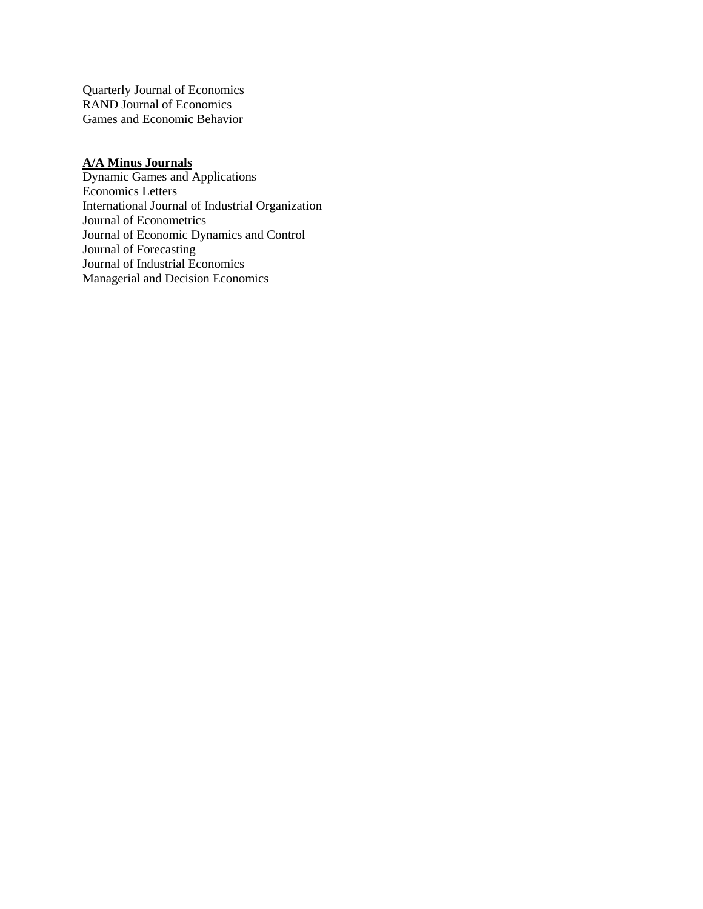Quarterly Journal of Economics
RAND Journal of Economics
Games and Economic Behavior

**A/A Minus Journals**

Dynamic Games and Applications
Economics Letters
International Journal of Industrial Organization
Journal of Econometrics
Journal of Economic Dynamics and Control
Journal of Forecasting
Journal of Industrial Economics
Managerial and Decision Economics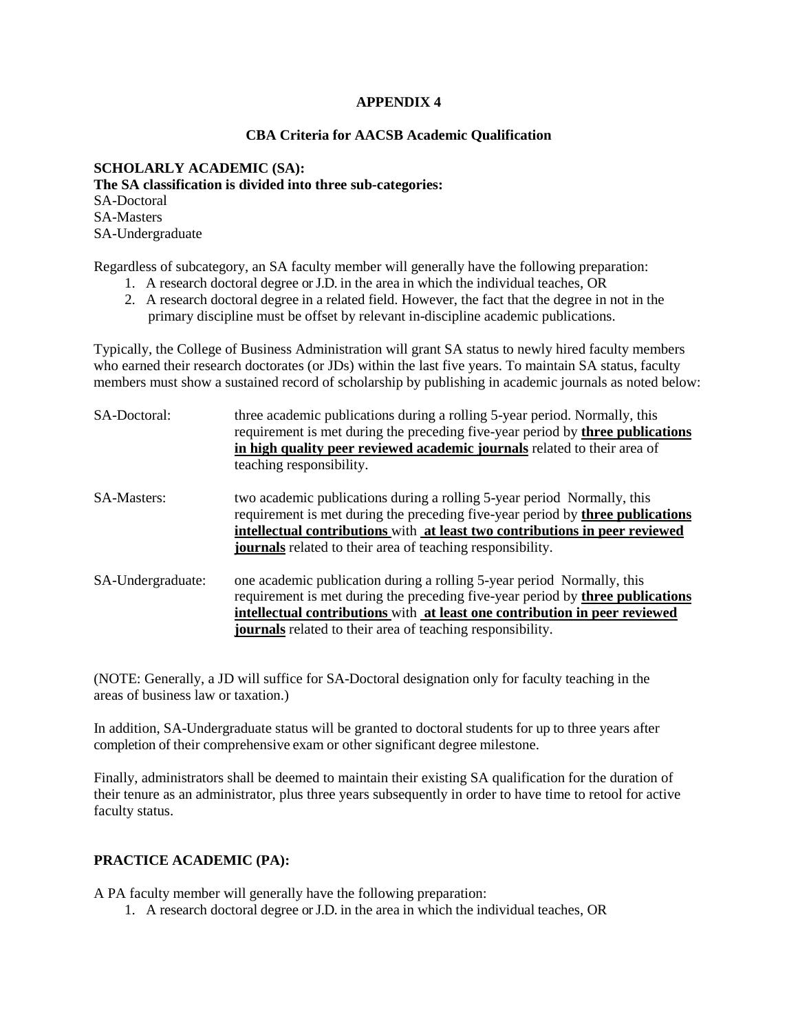# APPENDIX 4

## CBA Criteria for AACSB Academic Qualification

**SCHOLARLY ACADEMIC (SA):**
**The SA classification is divided into three sub-categories:**
SA-Doctoral
SA-Masters
SA-Undergraduate

Regardless of subcategory, an SA faculty member will generally have the following preparation:

1. A research doctoral degree or J.D. in the area in which the individual teaches, OR
2. A research doctoral degree in a related field. However, the fact that the degree in not in the primary discipline must be offset by relevant in-discipline academic publications.

Typically, the College of Business Administration will grant SA status to newly hired faculty members who earned their research doctorates (or JDs) within the last five years. To maintain SA status, faculty members must show a sustained record of scholarship by publishing in academic journals as noted below:

SA-Doctoral: three academic publications during a rolling 5-year period. Normally, this requirement is met during the preceding five-year period by **<u>three publications in high quality peer reviewed academic journals</u>** related to their area of teaching responsibility.

SA-Masters: two academic publications during a rolling 5-year period Normally, this requirement is met during the preceding five-year period by **<u>three publications intellectual contributions</u>** with **<u>at least two contributions in peer reviewed journals</u>** related to their area of teaching responsibility.

SA-Undergraduate: one academic publication during a rolling 5-year period Normally, this requirement is met during the preceding five-year period by **<u>three publications intellectual contributions</u>** with **<u>at least one contribution in peer reviewed journals</u>** related to their area of teaching responsibility.

(NOTE: Generally, a JD will suffice for SA-Doctoral designation only for faculty teaching in the areas of business law or taxation.)

In addition, SA-Undergraduate status will be granted to doctoral students for up to three years after completion of their comprehensive exam or other significant degree milestone.

Finally, administrators shall be deemed to maintain their existing SA qualification for the duration of their tenure as an administrator, plus three years subsequently in order to have time to retool for active faculty status.

**PRACTICE ACADEMIC (PA):**

A PA faculty member will generally have the following preparation:

1. A research doctoral degree or J.D. in the area in which the individual teaches, OR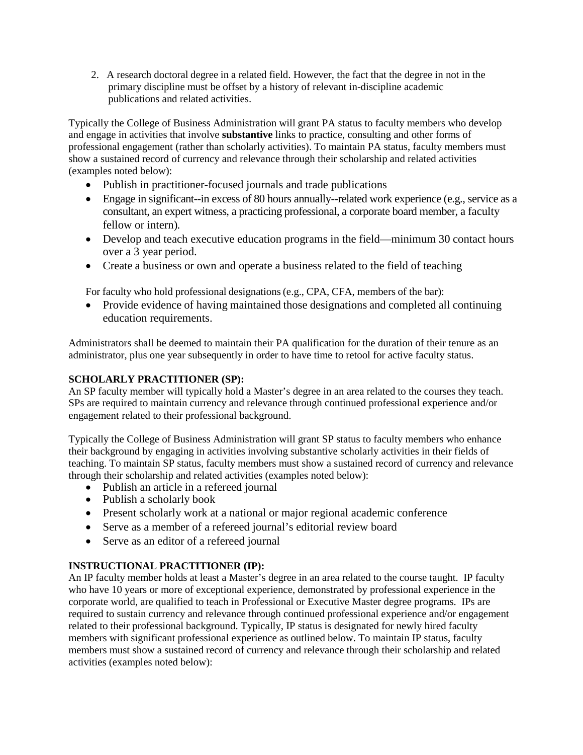2. A research doctoral degree in a related field. However, the fact that the degree in not in the primary discipline must be offset by a history of relevant in-discipline academic publications and related activities.

Typically the College of Business Administration will grant PA status to faculty members who develop and engage in activities that involve **substantive** links to practice, consulting and other forms of professional engagement (rather than scholarly activities). To maintain PA status, faculty members must show a sustained record of currency and relevance through their scholarship and related activities (examples noted below):

- Publish in practitioner-focused journals and trade publications
- Engage in significant--in excess of 80 hours annually--related work experience (e.g., service as a consultant, an expert witness, a practicing professional, a corporate board member, a faculty fellow or intern).
- Develop and teach executive education programs in the field—minimum 30 contact hours over a 3 year period.
- Create a business or own and operate a business related to the field of teaching

For faculty who hold professional designations (e.g., CPA, CFA, members of the bar):

- Provide evidence of having maintained those designations and completed all continuing education requirements.

Administrators shall be deemed to maintain their PA qualification for the duration of their tenure as an administrator, plus one year subsequently in order to have time to retool for active faculty status.

**SCHOLARLY PRACTITIONER (SP):**

An SP faculty member will typically hold a Master's degree in an area related to the courses they teach. SPs are required to maintain currency and relevance through continued professional experience and/or engagement related to their professional background.

Typically the College of Business Administration will grant SP status to faculty members who enhance their background by engaging in activities involving substantive scholarly activities in their fields of teaching. To maintain SP status, faculty members must show a sustained record of currency and relevance through their scholarship and related activities (examples noted below):

- Publish an article in a refereed journal
- Publish a scholarly book
- Present scholarly work at a national or major regional academic conference
- Serve as a member of a refereed journal's editorial review board
- Serve as an editor of a refereed journal

**INSTRUCTIONAL PRACTITIONER (IP):**

An IP faculty member holds at least a Master's degree in an area related to the course taught. IP faculty who have 10 years or more of exceptional experience, demonstrated by professional experience in the corporate world, are qualified to teach in Professional or Executive Master degree programs. IPs are required to sustain currency and relevance through continued professional experience and/or engagement related to their professional background. Typically, IP status is designated for newly hired faculty members with significant professional experience as outlined below. To maintain IP status, faculty members must show a sustained record of currency and relevance through their scholarship and related activities (examples noted below):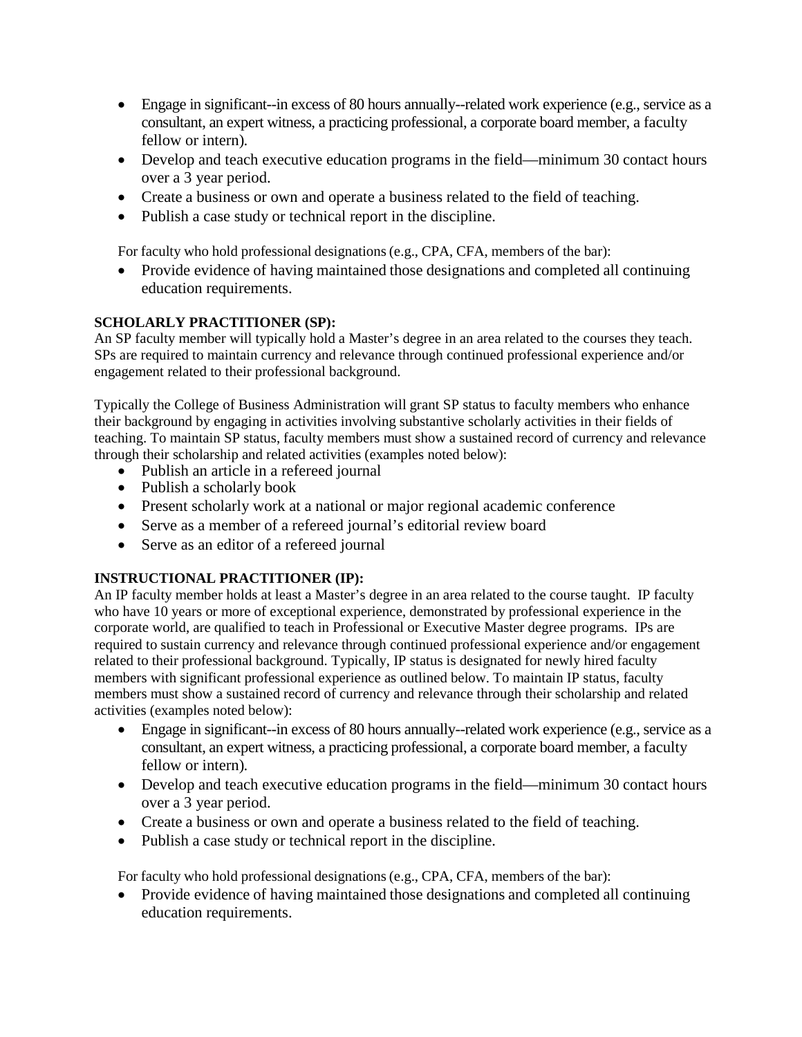- Engage in significant--in excess of 80 hours annually--related work experience (e.g., service as a consultant, an expert witness, a practicing professional, a corporate board member, a faculty fellow or intern).
- Develop and teach executive education programs in the field—minimum 30 contact hours over a 3 year period.
- Create a business or own and operate a business related to the field of teaching.
- Publish a case study or technical report in the discipline.

For faculty who hold professional designations (e.g., CPA, CFA, members of the bar):

- Provide evidence of having maintained those designations and completed all continuing education requirements.

**SCHOLARLY PRACTITIONER (SP):**

An SP faculty member will typically hold a Master's degree in an area related to the courses they teach. SPs are required to maintain currency and relevance through continued professional experience and/or engagement related to their professional background.

Typically the College of Business Administration will grant SP status to faculty members who enhance their background by engaging in activities involving substantive scholarly activities in their fields of teaching. To maintain SP status, faculty members must show a sustained record of currency and relevance through their scholarship and related activities (examples noted below):

- Publish an article in a refereed journal
- Publish a scholarly book
- Present scholarly work at a national or major regional academic conference
- Serve as a member of a refereed journal's editorial review board
- Serve as an editor of a refereed journal

**INSTRUCTIONAL PRACTITIONER (IP):**

An IP faculty member holds at least a Master's degree in an area related to the course taught. IP faculty who have 10 years or more of exceptional experience, demonstrated by professional experience in the corporate world, are qualified to teach in Professional or Executive Master degree programs. IPs are required to sustain currency and relevance through continued professional experience and/or engagement related to their professional background. Typically, IP status is designated for newly hired faculty members with significant professional experience as outlined below. To maintain IP status, faculty members must show a sustained record of currency and relevance through their scholarship and related activities (examples noted below):

- Engage in significant--in excess of 80 hours annually--related work experience (e.g., service as a consultant, an expert witness, a practicing professional, a corporate board member, a faculty fellow or intern).
- Develop and teach executive education programs in the field—minimum 30 contact hours over a 3 year period.
- Create a business or own and operate a business related to the field of teaching.
- Publish a case study or technical report in the discipline.

For faculty who hold professional designations (e.g., CPA, CFA, members of the bar):

- Provide evidence of having maintained those designations and completed all continuing education requirements.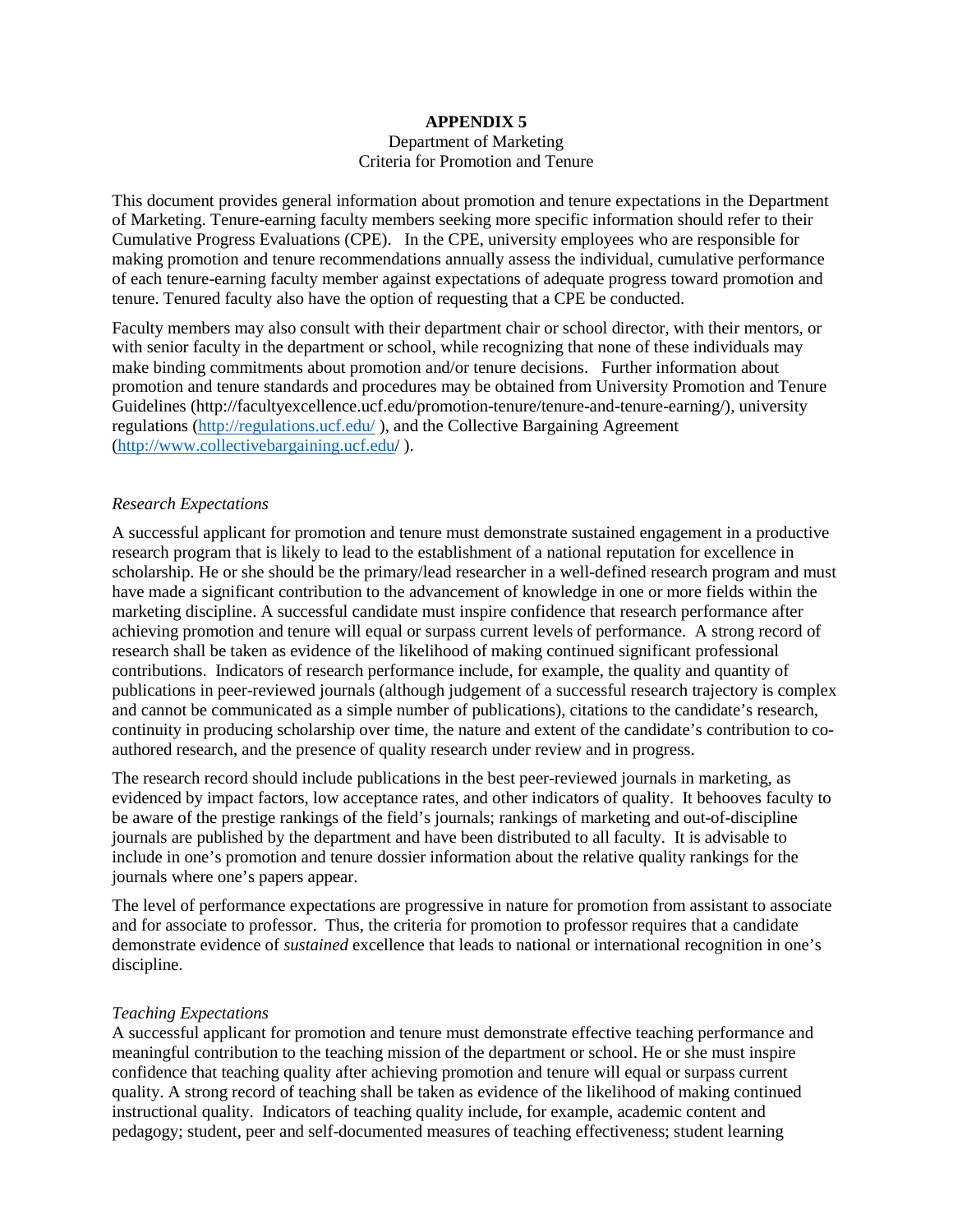**APPENDIX 5**

Department of Marketing
Criteria for Promotion and Tenure

This document provides general information about promotion and tenure expectations in the Department of Marketing. Tenure-earning faculty members seeking more specific information should refer to their Cumulative Progress Evaluations (CPE). In the CPE, university employees who are responsible for making promotion and tenure recommendations annually assess the individual, cumulative performance of each tenure-earning faculty member against expectations of adequate progress toward promotion and tenure. Tenured faculty also have the option of requesting that a CPE be conducted.

Faculty members may also consult with their department chair or school director, with their mentors, or with senior faculty in the department or school, while recognizing that none of these individuals may make binding commitments about promotion and/or tenure decisions. Further information about promotion and tenure standards and procedures may be obtained from University Promotion and Tenure Guidelines (http://facultyexcellence.ucf.edu/promotion-tenure/tenure-and-tenure-earning/), university regulations (http://regulations.ucf.edu/ ), and the Collective Bargaining Agreement (http://www.collectivebargaining.ucf.edu/ ).

*Research Expectations*

A successful applicant for promotion and tenure must demonstrate sustained engagement in a productive research program that is likely to lead to the establishment of a national reputation for excellence in scholarship. He or she should be the primary/lead researcher in a well-defined research program and must have made a significant contribution to the advancement of knowledge in one or more fields within the marketing discipline. A successful candidate must inspire confidence that research performance after achieving promotion and tenure will equal or surpass current levels of performance. A strong record of research shall be taken as evidence of the likelihood of making continued significant professional contributions. Indicators of research performance include, for example, the quality and quantity of publications in peer-reviewed journals (although judgement of a successful research trajectory is complex and cannot be communicated as a simple number of publications), citations to the candidate's research, continuity in producing scholarship over time, the nature and extent of the candidate's contribution to co-authored research, and the presence of quality research under review and in progress.

The research record should include publications in the best peer-reviewed journals in marketing, as evidenced by impact factors, low acceptance rates, and other indicators of quality. It behooves faculty to be aware of the prestige rankings of the field's journals; rankings of marketing and out-of-discipline journals are published by the department and have been distributed to all faculty. It is advisable to include in one's promotion and tenure dossier information about the relative quality rankings for the journals where one's papers appear.

The level of performance expectations are progressive in nature for promotion from assistant to associate and for associate to professor. Thus, the criteria for promotion to professor requires that a candidate demonstrate evidence of *sustained* excellence that leads to national or international recognition in one's discipline.

*Teaching Expectations*

A successful applicant for promotion and tenure must demonstrate effective teaching performance and meaningful contribution to the teaching mission of the department or school. He or she must inspire confidence that teaching quality after achieving promotion and tenure will equal or surpass current quality. A strong record of teaching shall be taken as evidence of the likelihood of making continued instructional quality. Indicators of teaching quality include, for example, academic content and pedagogy; student, peer and self-documented measures of teaching effectiveness; student learning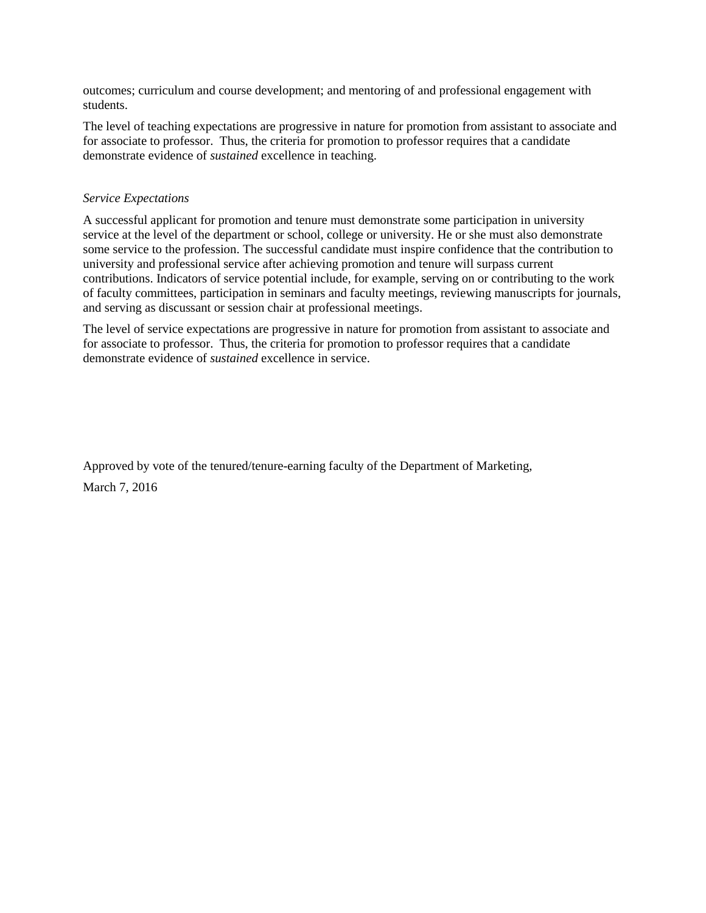outcomes; curriculum and course development; and mentoring of and professional engagement with students.

The level of teaching expectations are progressive in nature for promotion from assistant to associate and for associate to professor. Thus, the criteria for promotion to professor requires that a candidate demonstrate evidence of *sustained* excellence in teaching.

*Service Expectations*

A successful applicant for promotion and tenure must demonstrate some participation in university service at the level of the department or school, college or university. He or she must also demonstrate some service to the profession. The successful candidate must inspire confidence that the contribution to university and professional service after achieving promotion and tenure will surpass current contributions. Indicators of service potential include, for example, serving on or contributing to the work of faculty committees, participation in seminars and faculty meetings, reviewing manuscripts for journals, and serving as discussant or session chair at professional meetings.

The level of service expectations are progressive in nature for promotion from assistant to associate and for associate to professor. Thus, the criteria for promotion to professor requires that a candidate demonstrate evidence of *sustained* excellence in service.

Approved by vote of the tenured/tenure-earning faculty of the Department of Marketing,

March 7, 2016